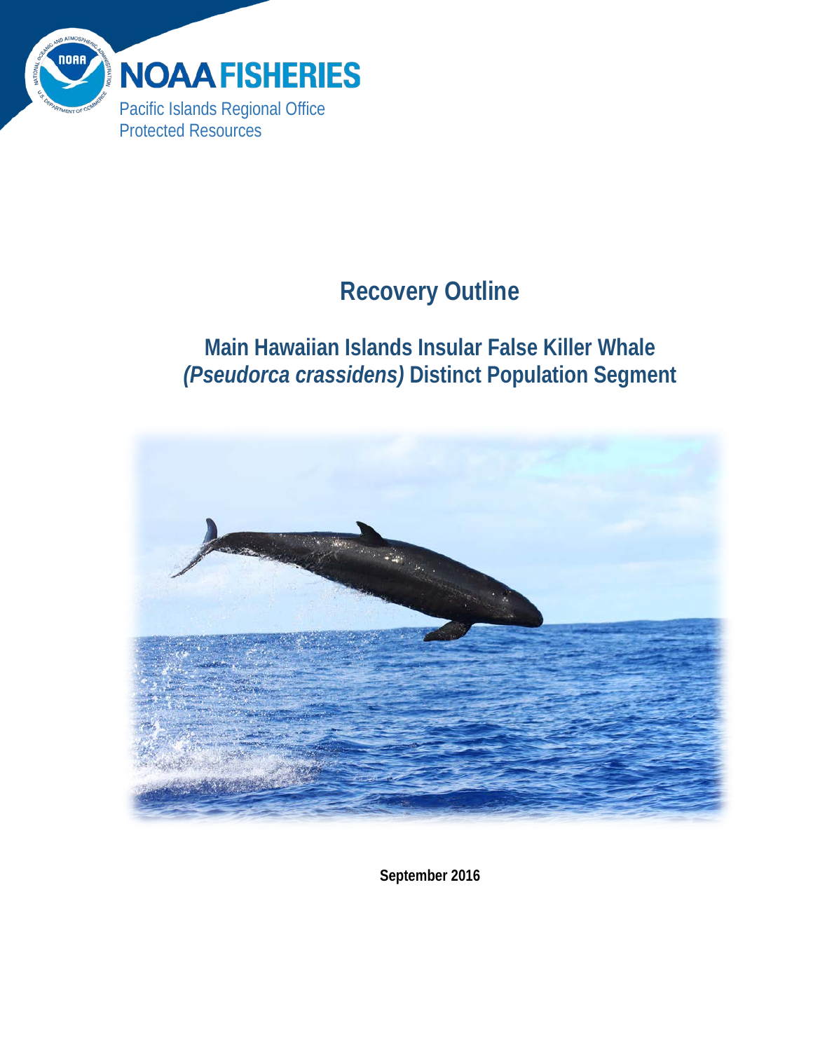NOAA FISHERIES

Pacific Islands Regional Office
Protected Resources

# Recovery Outline

## Main Hawaiian Islands Insular False Killer Whale *(Pseudorca crassidens)* Distinct Population Segment

**September 2016**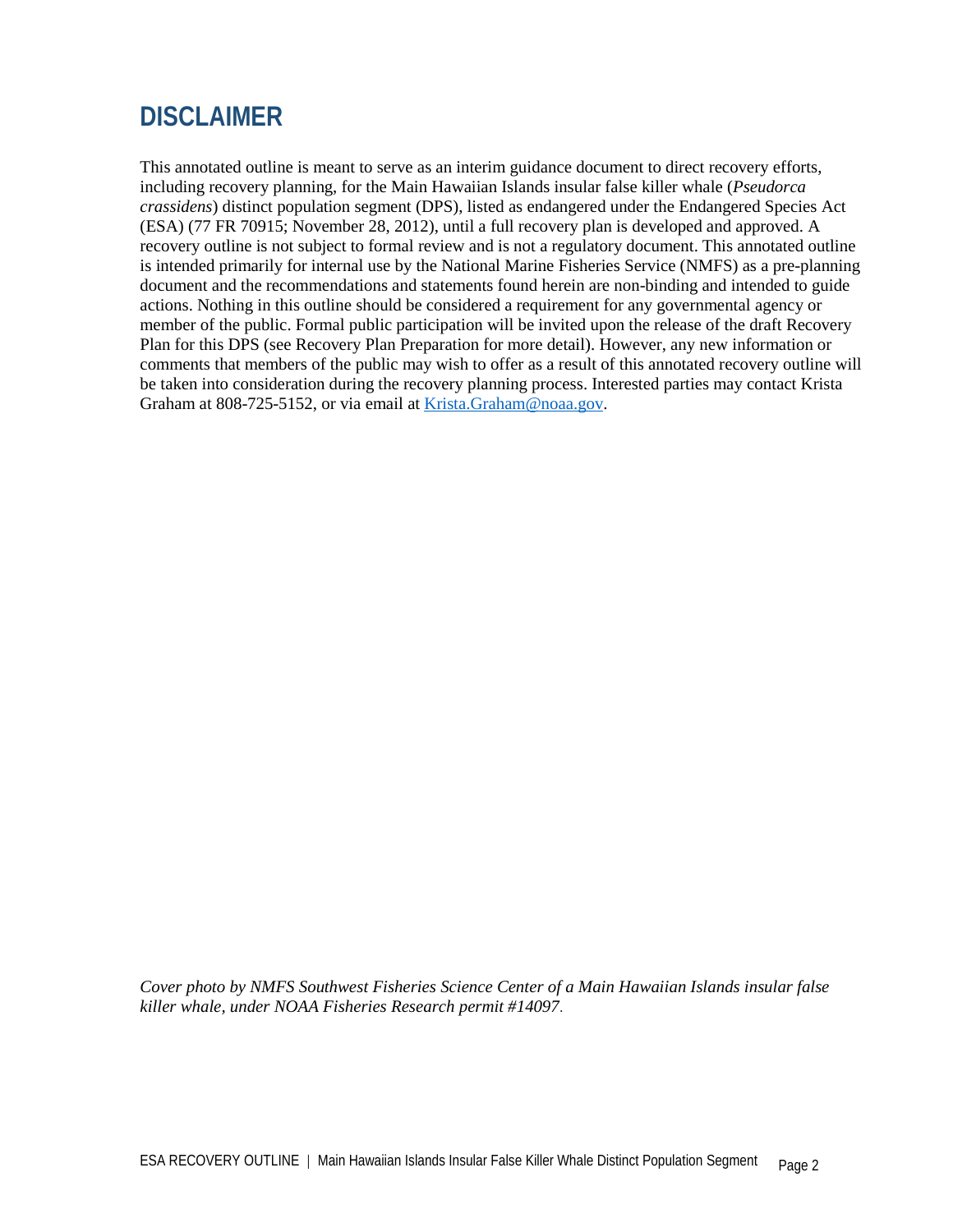# DISCLAIMER

This annotated outline is meant to serve as an interim guidance document to direct recovery efforts, including recovery planning, for the Main Hawaiian Islands insular false killer whale (*Pseudorca crassidens*) distinct population segment (DPS), listed as endangered under the Endangered Species Act (ESA) (77 FR 70915; November 28, 2012), until a full recovery plan is developed and approved. A recovery outline is not subject to formal review and is not a regulatory document. This annotated outline is intended primarily for internal use by the National Marine Fisheries Service (NMFS) as a pre-planning document and the recommendations and statements found herein are non-binding and intended to guide actions. Nothing in this outline should be considered a requirement for any governmental agency or member of the public. Formal public participation will be invited upon the release of the draft Recovery Plan for this DPS (see Recovery Plan Preparation for more detail). However, any new information or comments that members of the public may wish to offer as a result of this annotated recovery outline will be taken into consideration during the recovery planning process. Interested parties may contact Krista Graham at 808-725-5152, or via email at [Krista.Graham@noaa.gov](mailto:Krista.Graham@noaa.gov).

*Cover photo by NMFS Southwest Fisheries Science Center of a Main Hawaiian Islands insular false killer whale, under NOAA Fisheries Research permit #14097.*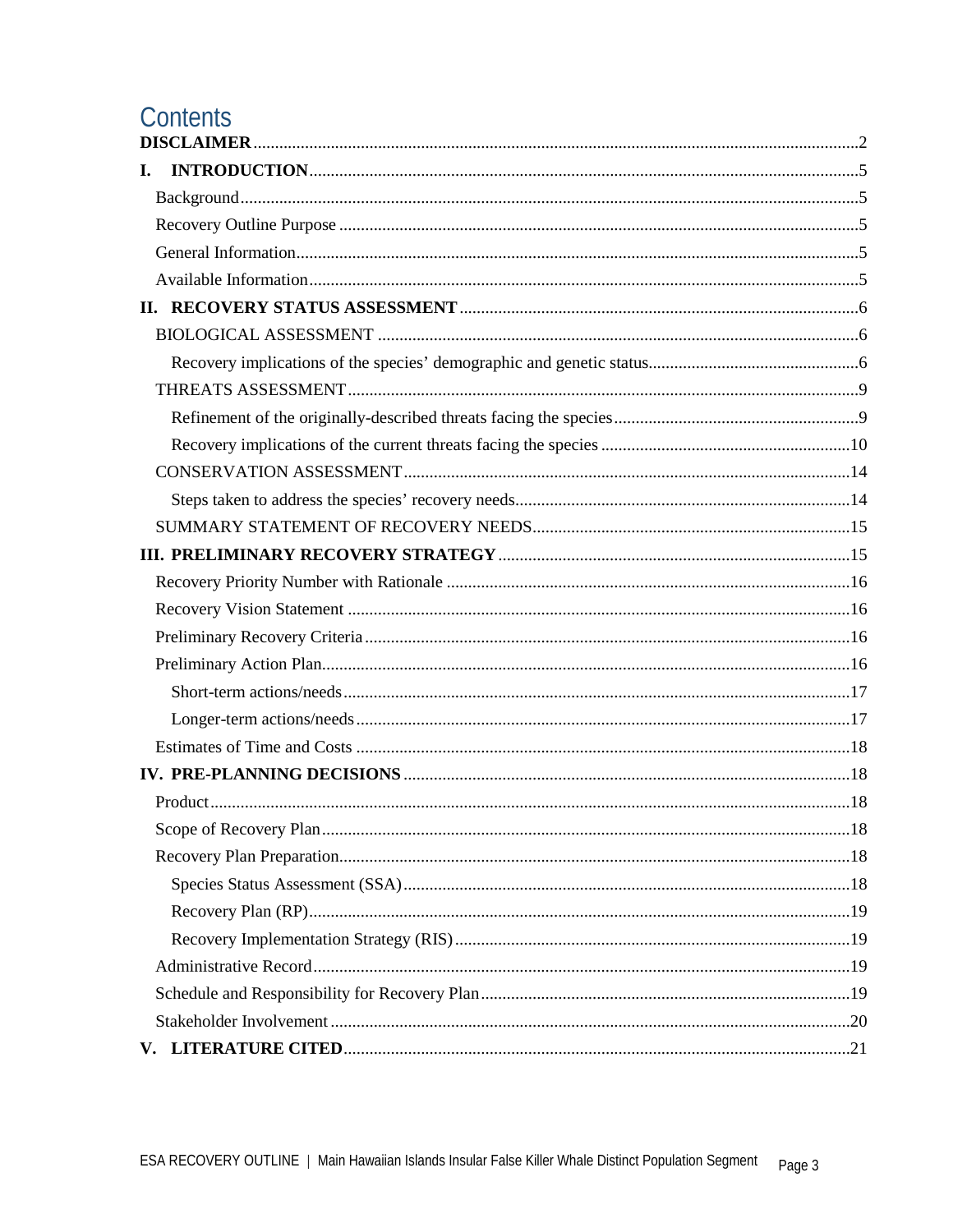# Contents

**DISCLAIMER** ... 2

**I. INTRODUCTION** ... 5

- Background ... 5
- Recovery Outline Purpose ... 5
- General Information ... 5
- Available Information ... 5

**II. RECOVERY STATUS ASSESSMENT** ... 6

- BIOLOGICAL ASSESSMENT ... 6
  - Recovery implications of the species' demographic and genetic status ... 6
- THREATS ASSESSMENT ... 9
  - Refinement of the originally-described threats facing the species ... 9
  - Recovery implications of the current threats facing the species ... 10
- CONSERVATION ASSESSMENT ... 14
  - Steps taken to address the species' recovery needs ... 14
- SUMMARY STATEMENT OF RECOVERY NEEDS ... 15

**III. PRELIMINARY RECOVERY STRATEGY** ... 15

- Recovery Priority Number with Rationale ... 16
- Recovery Vision Statement ... 16
- Preliminary Recovery Criteria ... 16
- Preliminary Action Plan ... 16
  - Short-term actions/needs ... 17
  - Longer-term actions/needs ... 17
- Estimates of Time and Costs ... 18

**IV. PRE-PLANNING DECISIONS** ... 18

- Product ... 18
- Scope of Recovery Plan ... 18
- Recovery Plan Preparation ... 18
  - Species Status Assessment (SSA) ... 18
  - Recovery Plan (RP) ... 19
  - Recovery Implementation Strategy (RIS) ... 19
- Administrative Record ... 19
- Schedule and Responsibility for Recovery Plan ... 19
- Stakeholder Involvement ... 20

**V. LITERATURE CITED** ... 21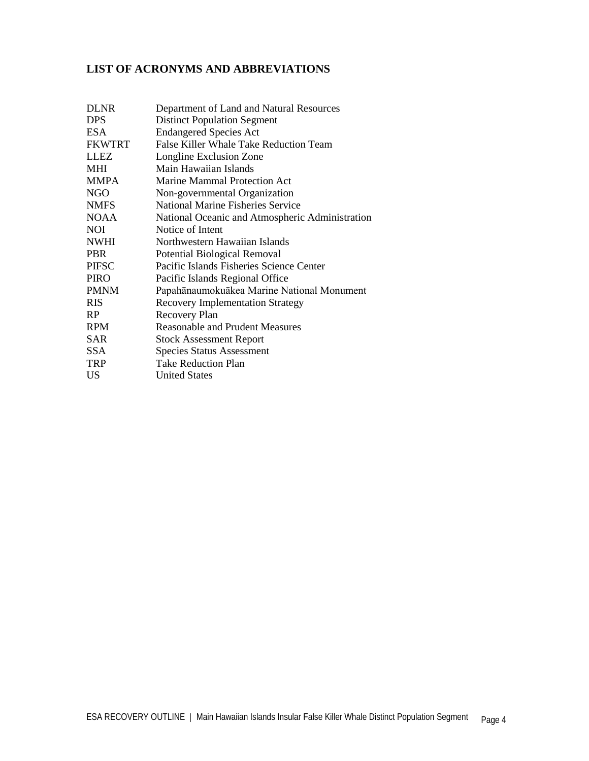## LIST OF ACRONYMS AND ABBREVIATIONS

| | |
|---|---|
| DLNR | Department of Land and Natural Resources |
| DPS | Distinct Population Segment |
| ESA | Endangered Species Act |
| FKWTRT | False Killer Whale Take Reduction Team |
| LLEZ | Longline Exclusion Zone |
| MHI | Main Hawaiian Islands |
| MMPA | Marine Mammal Protection Act |
| NGO | Non-governmental Organization |
| NMFS | National Marine Fisheries Service |
| NOAA | National Oceanic and Atmospheric Administration |
| NOI | Notice of Intent |
| NWHI | Northwestern Hawaiian Islands |
| PBR | Potential Biological Removal |
| PIFSC | Pacific Islands Fisheries Science Center |
| PIRO | Pacific Islands Regional Office |
| PMNM | Papahānaumokuākea Marine National Monument |
| RIS | Recovery Implementation Strategy |
| RP | Recovery Plan |
| RPM | Reasonable and Prudent Measures |
| SAR | Stock Assessment Report |
| SSA | Species Status Assessment |
| TRP | Take Reduction Plan |
| US | United States |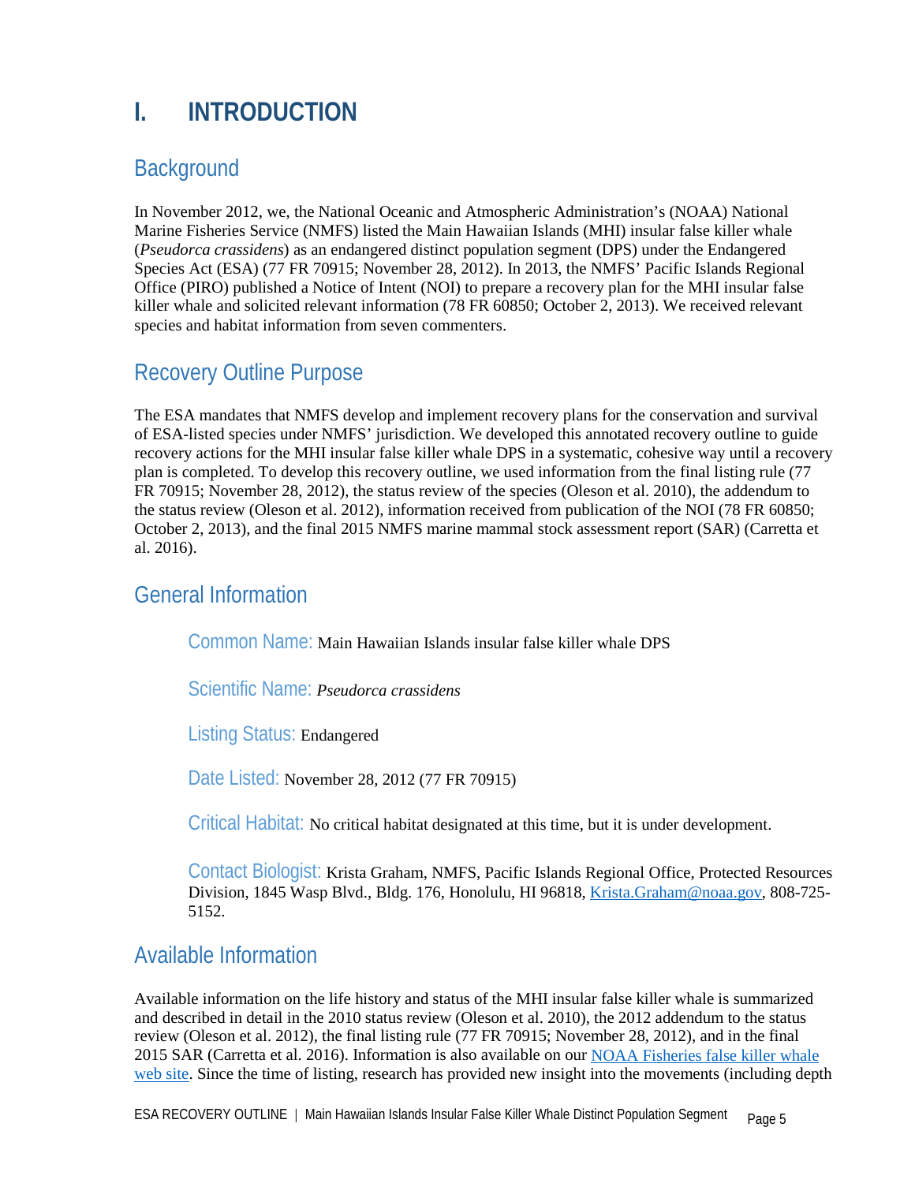# I. INTRODUCTION

## Background

In November 2012, we, the National Oceanic and Atmospheric Administration's (NOAA) National Marine Fisheries Service (NMFS) listed the Main Hawaiian Islands (MHI) insular false killer whale (*Pseudorca crassidens*) as an endangered distinct population segment (DPS) under the Endangered Species Act (ESA) (77 FR 70915; November 28, 2012). In 2013, the NMFS' Pacific Islands Regional Office (PIRO) published a Notice of Intent (NOI) to prepare a recovery plan for the MHI insular false killer whale and solicited relevant information (78 FR 60850; October 2, 2013). We received relevant species and habitat information from seven commenters.

## Recovery Outline Purpose

The ESA mandates that NMFS develop and implement recovery plans for the conservation and survival of ESA-listed species under NMFS' jurisdiction. We developed this annotated recovery outline to guide recovery actions for the MHI insular false killer whale DPS in a systematic, cohesive way until a recovery plan is completed. To develop this recovery outline, we used information from the final listing rule (77 FR 70915; November 28, 2012), the status review of the species (Oleson et al. 2010), the addendum to the status review (Oleson et al. 2012), information received from publication of the NOI (78 FR 60850; October 2, 2013), and the final 2015 NMFS marine mammal stock assessment report (SAR) (Carretta et al. 2016).

## General Information

Common Name: Main Hawaiian Islands insular false killer whale DPS

Scientific Name: *Pseudorca crassidens*

Listing Status: Endangered

Date Listed: November 28, 2012 (77 FR 70915)

Critical Habitat: No critical habitat designated at this time, but it is under development.

Contact Biologist: Krista Graham, NMFS, Pacific Islands Regional Office, Protected Resources Division, 1845 Wasp Blvd., Bldg. 176, Honolulu, HI 96818, Krista.Graham@noaa.gov, 808-725-5152.

## Available Information

Available information on the life history and status of the MHI insular false killer whale is summarized and described in detail in the 2010 status review (Oleson et al. 2010), the 2012 addendum to the status review (Oleson et al. 2012), the final listing rule (77 FR 70915; November 28, 2012), and in the final 2015 SAR (Carretta et al. 2016). Information is also available on our NOAA Fisheries false killer whale web site. Since the time of listing, research has provided new insight into the movements (including depth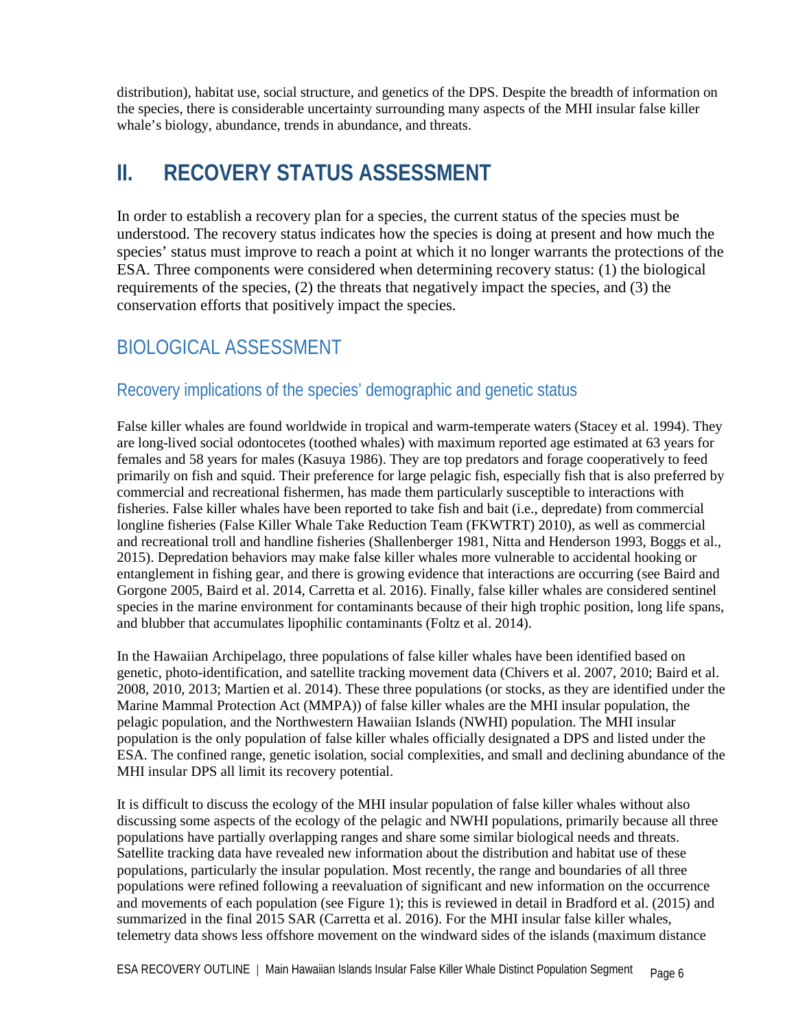distribution), habitat use, social structure, and genetics of the DPS. Despite the breadth of information on the species, there is considerable uncertainty surrounding many aspects of the MHI insular false killer whale's biology, abundance, trends in abundance, and threats.

# II. RECOVERY STATUS ASSESSMENT

In order to establish a recovery plan for a species, the current status of the species must be understood. The recovery status indicates how the species is doing at present and how much the species' status must improve to reach a point at which it no longer warrants the protections of the ESA. Three components were considered when determining recovery status: (1) the biological requirements of the species, (2) the threats that negatively impact the species, and (3) the conservation efforts that positively impact the species.

## BIOLOGICAL ASSESSMENT

### Recovery implications of the species' demographic and genetic status

False killer whales are found worldwide in tropical and warm-temperate waters (Stacey et al. 1994). They are long-lived social odontocetes (toothed whales) with maximum reported age estimated at 63 years for females and 58 years for males (Kasuya 1986). They are top predators and forage cooperatively to feed primarily on fish and squid. Their preference for large pelagic fish, especially fish that is also preferred by commercial and recreational fishermen, has made them particularly susceptible to interactions with fisheries. False killer whales have been reported to take fish and bait (i.e., depredate) from commercial longline fisheries (False Killer Whale Take Reduction Team (FKWTRT) 2010), as well as commercial and recreational troll and handline fisheries (Shallenberger 1981, Nitta and Henderson 1993, Boggs et al., 2015). Depredation behaviors may make false killer whales more vulnerable to accidental hooking or entanglement in fishing gear, and there is growing evidence that interactions are occurring (see Baird and Gorgone 2005, Baird et al. 2014, Carretta et al. 2016). Finally, false killer whales are considered sentinel species in the marine environment for contaminants because of their high trophic position, long life spans, and blubber that accumulates lipophilic contaminants (Foltz et al. 2014).

In the Hawaiian Archipelago, three populations of false killer whales have been identified based on genetic, photo-identification, and satellite tracking movement data (Chivers et al. 2007, 2010; Baird et al. 2008, 2010, 2013; Martien et al. 2014). These three populations (or stocks, as they are identified under the Marine Mammal Protection Act (MMPA)) of false killer whales are the MHI insular population, the pelagic population, and the Northwestern Hawaiian Islands (NWHI) population. The MHI insular population is the only population of false killer whales officially designated a DPS and listed under the ESA. The confined range, genetic isolation, social complexities, and small and declining abundance of the MHI insular DPS all limit its recovery potential.

It is difficult to discuss the ecology of the MHI insular population of false killer whales without also discussing some aspects of the ecology of the pelagic and NWHI populations, primarily because all three populations have partially overlapping ranges and share some similar biological needs and threats. Satellite tracking data have revealed new information about the distribution and habitat use of these populations, particularly the insular population. Most recently, the range and boundaries of all three populations were refined following a reevaluation of significant and new information on the occurrence and movements of each population (see Figure 1); this is reviewed in detail in Bradford et al. (2015) and summarized in the final 2015 SAR (Carretta et al. 2016). For the MHI insular false killer whales, telemetry data shows less offshore movement on the windward sides of the islands (maximum distance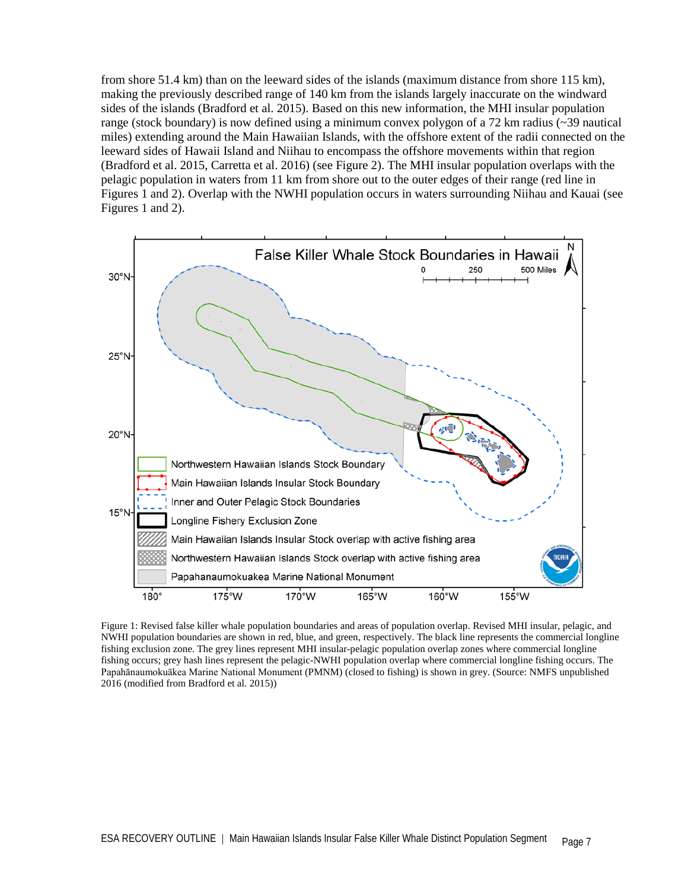from shore 51.4 km) than on the leeward sides of the islands (maximum distance from shore 115 km), making the previously described range of 140 km from the islands largely inaccurate on the windward sides of the islands (Bradford et al. 2015). Based on this new information, the MHI insular population range (stock boundary) is now defined using a minimum convex polygon of a 72 km radius (~39 nautical miles) extending around the Main Hawaiian Islands, with the offshore extent of the radii connected on the leeward sides of Hawaii Island and Niihau to encompass the offshore movements within that region (Bradford et al. 2015, Carretta et al. 2016) (see Figure 2). The MHI insular population overlaps with the pelagic population in waters from 11 km from shore out to the outer edges of their range (red line in Figures 1 and 2). Overlap with the NWHI population occurs in waters surrounding Niihau and Kauai (see Figures 1 and 2).

Figure 1: Revised false killer whale population boundaries and areas of population overlap. Revised MHI insular, pelagic, and NWHI population boundaries are shown in red, blue, and green, respectively. The black line represents the commercial longline fishing exclusion zone. The grey lines represent MHI insular-pelagic population overlap zones where commercial longline fishing occurs; grey hash lines represent the pelagic-NWHI population overlap where commercial longline fishing occurs. The Papahānaumokuākea Marine National Monument (PMNM) (closed to fishing) is shown in grey. (Source: NMFS unpublished 2016 (modified from Bradford et al. 2015))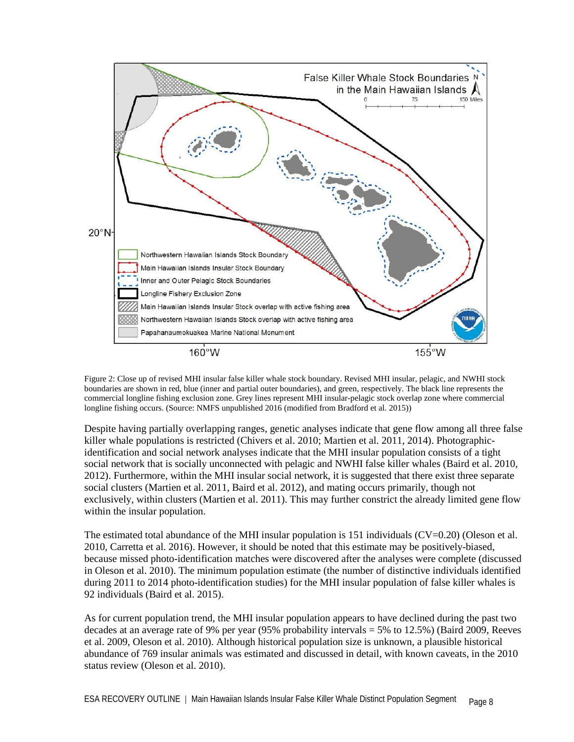Figure 2: Close up of revised MHI insular false killer whale stock boundary. Revised MHI insular, pelagic, and NWHI stock boundaries are shown in red, blue (inner and partial outer boundaries), and green, respectively. The black line represents the commercial longline fishing exclusion zone. Grey lines represent MHI insular-pelagic stock overlap zone where commercial longline fishing occurs. (Source: NMFS unpublished 2016 (modified from Bradford et al. 2015))

Despite having partially overlapping ranges, genetic analyses indicate that gene flow among all three false killer whale populations is restricted (Chivers et al. 2010; Martien et al. 2011, 2014). Photographic-identification and social network analyses indicate that the MHI insular population consists of a tight social network that is socially unconnected with pelagic and NWHI false killer whales (Baird et al. 2010, 2012). Furthermore, within the MHI insular social network, it is suggested that there exist three separate social clusters (Martien et al. 2011, Baird et al. 2012), and mating occurs primarily, though not exclusively, within clusters (Martien et al. 2011). This may further constrict the already limited gene flow within the insular population.

The estimated total abundance of the MHI insular population is 151 individuals (CV=0.20) (Oleson et al. 2010, Carretta et al. 2016). However, it should be noted that this estimate may be positively-biased, because missed photo-identification matches were discovered after the analyses were complete (discussed in Oleson et al. 2010). The minimum population estimate (the number of distinctive individuals identified during 2011 to 2014 photo-identification studies) for the MHI insular population of false killer whales is 92 individuals (Baird et al. 2015).

As for current population trend, the MHI insular population appears to have declined during the past two decades at an average rate of 9% per year (95% probability intervals = 5% to 12.5%) (Baird 2009, Reeves et al. 2009, Oleson et al. 2010). Although historical population size is unknown, a plausible historical abundance of 769 insular animals was estimated and discussed in detail, with known caveats, in the 2010 status review (Oleson et al. 2010).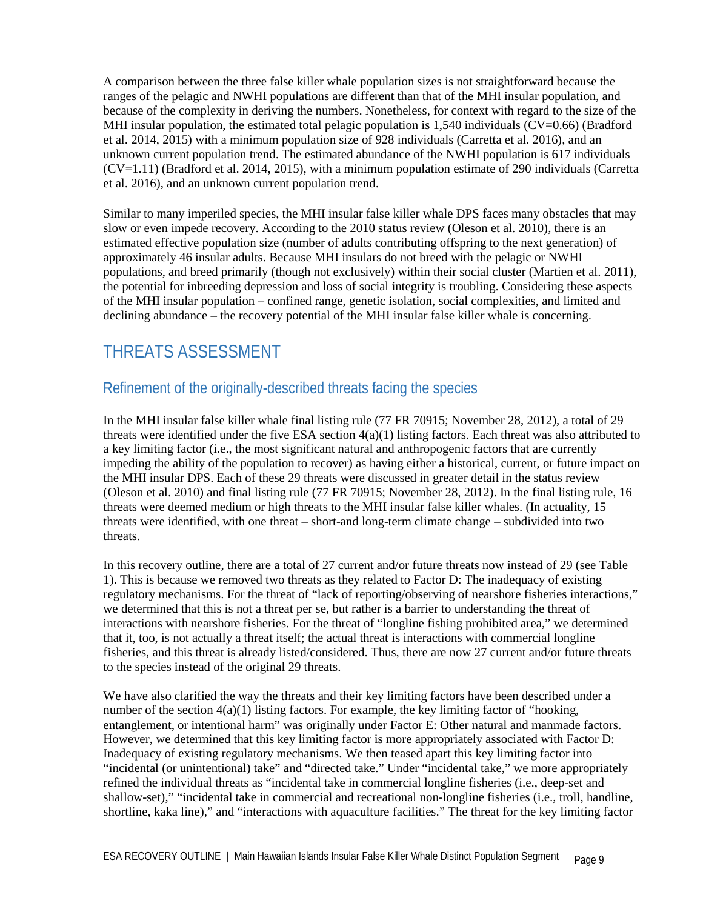A comparison between the three false killer whale population sizes is not straightforward because the ranges of the pelagic and NWHI populations are different than that of the MHI insular population, and because of the complexity in deriving the numbers. Nonetheless, for context with regard to the size of the MHI insular population, the estimated total pelagic population is 1,540 individuals (CV=0.66) (Bradford et al. 2014, 2015) with a minimum population size of 928 individuals (Carretta et al. 2016), and an unknown current population trend. The estimated abundance of the NWHI population is 617 individuals (CV=1.11) (Bradford et al. 2014, 2015), with a minimum population estimate of 290 individuals (Carretta et al. 2016), and an unknown current population trend.

Similar to many imperiled species, the MHI insular false killer whale DPS faces many obstacles that may slow or even impede recovery. According to the 2010 status review (Oleson et al. 2010), there is an estimated effective population size (number of adults contributing offspring to the next generation) of approximately 46 insular adults. Because MHI insulars do not breed with the pelagic or NWHI populations, and breed primarily (though not exclusively) within their social cluster (Martien et al. 2011), the potential for inbreeding depression and loss of social integrity is troubling. Considering these aspects of the MHI insular population – confined range, genetic isolation, social complexities, and limited and declining abundance – the recovery potential of the MHI insular false killer whale is concerning.

# THREATS ASSESSMENT

## Refinement of the originally-described threats facing the species

In the MHI insular false killer whale final listing rule (77 FR 70915; November 28, 2012), a total of 29 threats were identified under the five ESA section 4(a)(1) listing factors. Each threat was also attributed to a key limiting factor (i.e., the most significant natural and anthropogenic factors that are currently impeding the ability of the population to recover) as having either a historical, current, or future impact on the MHI insular DPS. Each of these 29 threats were discussed in greater detail in the status review (Oleson et al. 2010) and final listing rule (77 FR 70915; November 28, 2012). In the final listing rule, 16 threats were deemed medium or high threats to the MHI insular false killer whales. (In actuality, 15 threats were identified, with one threat – short-and long-term climate change – subdivided into two threats.

In this recovery outline, there are a total of 27 current and/or future threats now instead of 29 (see Table 1). This is because we removed two threats as they related to Factor D: The inadequacy of existing regulatory mechanisms. For the threat of "lack of reporting/observing of nearshore fisheries interactions," we determined that this is not a threat per se, but rather is a barrier to understanding the threat of interactions with nearshore fisheries. For the threat of "longline fishing prohibited area," we determined that it, too, is not actually a threat itself; the actual threat is interactions with commercial longline fisheries, and this threat is already listed/considered. Thus, there are now 27 current and/or future threats to the species instead of the original 29 threats.

We have also clarified the way the threats and their key limiting factors have been described under a number of the section 4(a)(1) listing factors. For example, the key limiting factor of "hooking, entanglement, or intentional harm" was originally under Factor E: Other natural and manmade factors. However, we determined that this key limiting factor is more appropriately associated with Factor D: Inadequacy of existing regulatory mechanisms. We then teased apart this key limiting factor into "incidental (or unintentional) take" and "directed take." Under "incidental take," we more appropriately refined the individual threats as "incidental take in commercial longline fisheries (i.e., deep-set and shallow-set)," "incidental take in commercial and recreational non-longline fisheries (i.e., troll, handline, shortline, kaka line)," and "interactions with aquaculture facilities." The threat for the key limiting factor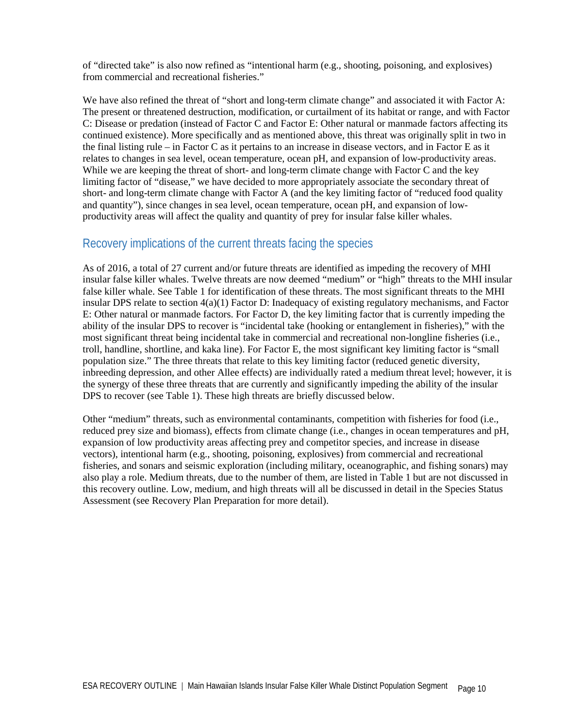of “directed take” is also now refined as “intentional harm (e.g., shooting, poisoning, and explosives) from commercial and recreational fisheries.”

We have also refined the threat of “short and long-term climate change” and associated it with Factor A: The present or threatened destruction, modification, or curtailment of its habitat or range, and with Factor C: Disease or predation (instead of Factor C and Factor E: Other natural or manmade factors affecting its continued existence). More specifically and as mentioned above, this threat was originally split in two in the final listing rule – in Factor C as it pertains to an increase in disease vectors, and in Factor E as it relates to changes in sea level, ocean temperature, ocean pH, and expansion of low-productivity areas. While we are keeping the threat of short- and long-term climate change with Factor C and the key limiting factor of “disease,” we have decided to more appropriately associate the secondary threat of short- and long-term climate change with Factor A (and the key limiting factor of “reduced food quality and quantity”), since changes in sea level, ocean temperature, ocean pH, and expansion of low-productivity areas will affect the quality and quantity of prey for insular false killer whales.

## Recovery implications of the current threats facing the species

As of 2016, a total of 27 current and/or future threats are identified as impeding the recovery of MHI insular false killer whales. Twelve threats are now deemed “medium” or “high” threats to the MHI insular false killer whale. See Table 1 for identification of these threats. The most significant threats to the MHI insular DPS relate to section 4(a)(1) Factor D: Inadequacy of existing regulatory mechanisms, and Factor E: Other natural or manmade factors. For Factor D, the key limiting factor that is currently impeding the ability of the insular DPS to recover is “incidental take (hooking or entanglement in fisheries),” with the most significant threat being incidental take in commercial and recreational non-longline fisheries (i.e., troll, handline, shortline, and kaka line). For Factor E, the most significant key limiting factor is “small population size.” The three threats that relate to this key limiting factor (reduced genetic diversity, inbreeding depression, and other Allee effects) are individually rated a medium threat level; however, it is the synergy of these three threats that are currently and significantly impeding the ability of the insular DPS to recover (see Table 1). These high threats are briefly discussed below.

Other “medium” threats, such as environmental contaminants, competition with fisheries for food (i.e., reduced prey size and biomass), effects from climate change (i.e., changes in ocean temperatures and pH, expansion of low productivity areas affecting prey and competitor species, and increase in disease vectors), intentional harm (e.g., shooting, poisoning, explosives) from commercial and recreational fisheries, and sonars and seismic exploration (including military, oceanographic, and fishing sonars) may also play a role. Medium threats, due to the number of them, are listed in Table 1 but are not discussed in this recovery outline. Low, medium, and high threats will all be discussed in detail in the Species Status Assessment (see Recovery Plan Preparation for more detail).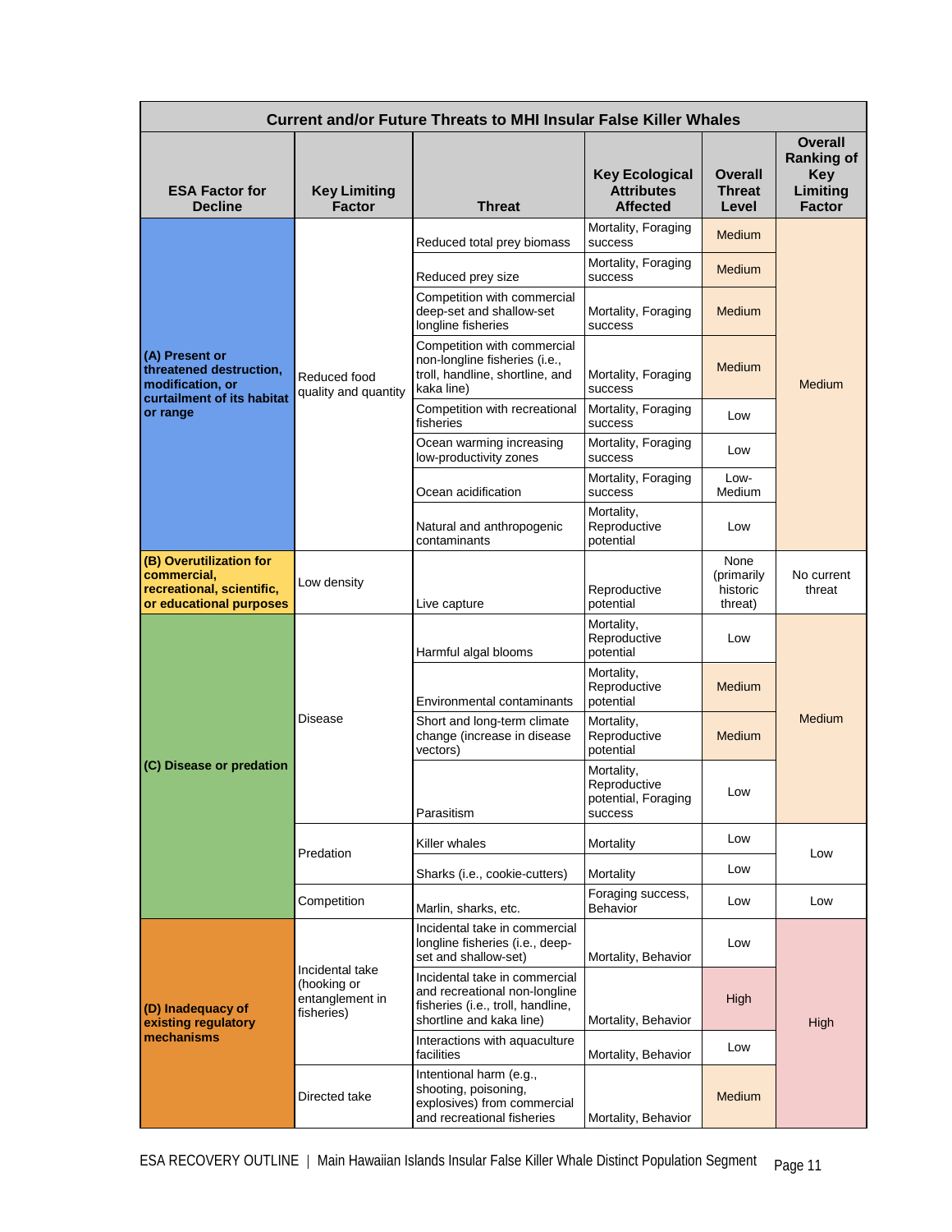| Current and/or Future Threats to MHI Insular False Killer Whales | | | | | |
|---|---|---|---|---|---|
| **ESA Factor for Decline** | **Key Limiting Factor** | **Threat** | **Key Ecological Attributes Affected** | **Overall Threat Level** | **Overall Ranking of Key Limiting Factor** |
| **(A) Present or threatened destruction, modification, or curtailment of its habitat or range** | Reduced food quality and quantity | Reduced total prey biomass | Mortality, Foraging success | Medium | Medium |
| | | Reduced prey size | Mortality, Foraging success | Medium | |
| | | Competition with commercial deep-set and shallow-set longline fisheries | Mortality, Foraging success | Medium | |
| | | Competition with commercial non-longline fisheries (i.e., troll, handline, shortline, and kaka line) | Mortality, Foraging success | Medium | |
| | | Competition with recreational fisheries | Mortality, Foraging success | Low | |
| | | Ocean warming increasing low-productivity zones | Mortality, Foraging success | Low | |
| | | Ocean acidification | Mortality, Foraging success | Low-Medium | |
| | | Natural and anthropogenic contaminants | Mortality, Reproductive potential | Low | |
| **(B) Overutilization for commercial, recreational, scientific, or educational purposes** | Low density | Live capture | Reproductive potential | None (primarily historic threat) | No current threat |
| **(C) Disease or predation** | Disease | Harmful algal blooms | Mortality, Reproductive potential | Low | Medium |
| | | Environmental contaminants | Mortality, Reproductive potential | Medium | |
| | | Short and long-term climate change (increase in disease vectors) | Mortality, Reproductive potential | Medium | |
| | | Parasitism | Mortality, Reproductive potential, Foraging success | Low | |
| | Predation | Killer whales | Mortality | Low | Low |
| | | Sharks (i.e., cookie-cutters) | Mortality | Low | |
| | Competition | Marlin, sharks, etc. | Foraging success, Behavior | Low | Low |
| **(D) Inadequacy of existing regulatory mechanisms** | Incidental take (hooking or entanglement in fisheries) | Incidental take in commercial longline fisheries (i.e., deep-set and shallow-set) | Mortality, Behavior | Low | High |
| | | Incidental take in commercial and recreational non-longline fisheries (i.e., troll, handline, shortline and kaka line) | Mortality, Behavior | High | |
| | | Interactions with aquaculture facilities | Mortality, Behavior | Low | |
| | Directed take | Intentional harm (e.g., shooting, poisoning, explosives) from commercial and recreational fisheries | Mortality, Behavior | Medium | |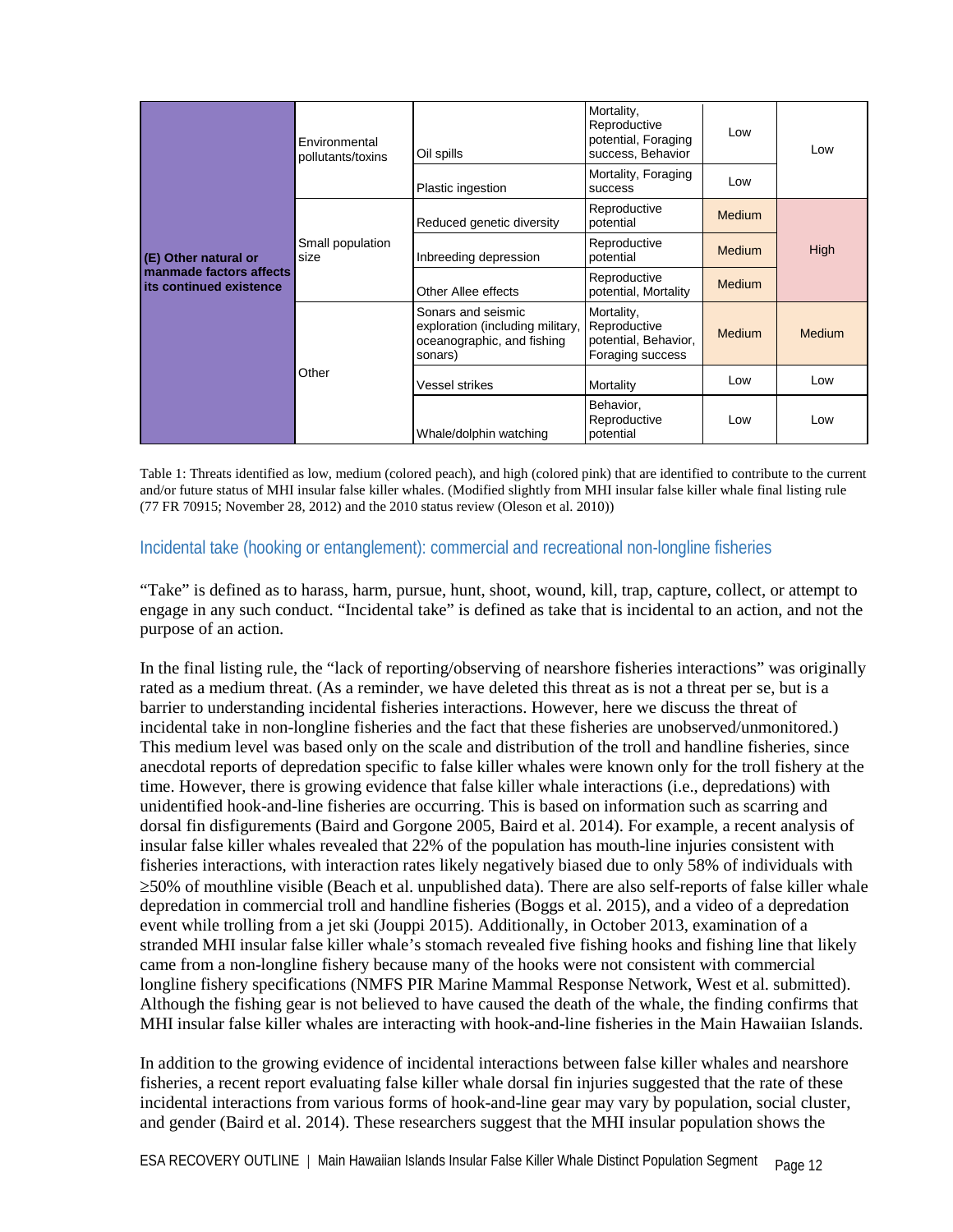| | | | | | |
|---|---|---|---|---|---|
| (E) Other natural or manmade factors affects its continued existence | Environmental pollutants/toxins | Oil spills | Mortality, Reproductive potential, Foraging success, Behavior | Low | Low |
| | | Plastic ingestion | Mortality, Foraging success | Low | |
| | Small population size | Reduced genetic diversity | Reproductive potential | Medium | High |
| | | Inbreeding depression | Reproductive potential | Medium | |
| | | Other Allee effects | Reproductive potential, Mortality | Medium | |
| | Other | Sonars and seismic exploration (including military, oceanographic, and fishing sonars) | Mortality, Reproductive potential, Behavior, Foraging success | Medium | Medium |
| | | Vessel strikes | Mortality | Low | Low |
| | | Whale/dolphin watching | Behavior, Reproductive potential | Low | Low |

Table 1: Threats identified as low, medium (colored peach), and high (colored pink) that are identified to contribute to the current and/or future status of MHI insular false killer whales. (Modified slightly from MHI insular false killer whale final listing rule (77 FR 70915; November 28, 2012) and the 2010 status review (Oleson et al. 2010))

## Incidental take (hooking or entanglement): commercial and recreational non-longline fisheries

"Take" is defined as to harass, harm, pursue, hunt, shoot, wound, kill, trap, capture, collect, or attempt to engage in any such conduct. "Incidental take" is defined as take that is incidental to an action, and not the purpose of an action.

In the final listing rule, the "lack of reporting/observing of nearshore fisheries interactions" was originally rated as a medium threat. (As a reminder, we have deleted this threat as is not a threat per se, but is a barrier to understanding incidental fisheries interactions. However, here we discuss the threat of incidental take in non-longline fisheries and the fact that these fisheries are unobserved/unmonitored.) This medium level was based only on the scale and distribution of the troll and handline fisheries, since anecdotal reports of depredation specific to false killer whales were known only for the troll fishery at the time. However, there is growing evidence that false killer whale interactions (i.e., depredations) with unidentified hook-and-line fisheries are occurring. This is based on information such as scarring and dorsal fin disfigurements (Baird and Gorgone 2005, Baird et al. 2014). For example, a recent analysis of insular false killer whales revealed that 22% of the population has mouth-line injuries consistent with fisheries interactions, with interaction rates likely negatively biased due to only 58% of individuals with ≥50% of mouthline visible (Beach et al. unpublished data). There are also self-reports of false killer whale depredation in commercial troll and handline fisheries (Boggs et al. 2015), and a video of a depredation event while trolling from a jet ski (Jouppi 2015). Additionally, in October 2013, examination of a stranded MHI insular false killer whale's stomach revealed five fishing hooks and fishing line that likely came from a non-longline fishery because many of the hooks were not consistent with commercial longline fishery specifications (NMFS PIR Marine Mammal Response Network, West et al. submitted). Although the fishing gear is not believed to have caused the death of the whale, the finding confirms that MHI insular false killer whales are interacting with hook-and-line fisheries in the Main Hawaiian Islands.

In addition to the growing evidence of incidental interactions between false killer whales and nearshore fisheries, a recent report evaluating false killer whale dorsal fin injuries suggested that the rate of these incidental interactions from various forms of hook-and-line gear may vary by population, social cluster, and gender (Baird et al. 2014). These researchers suggest that the MHI insular population shows the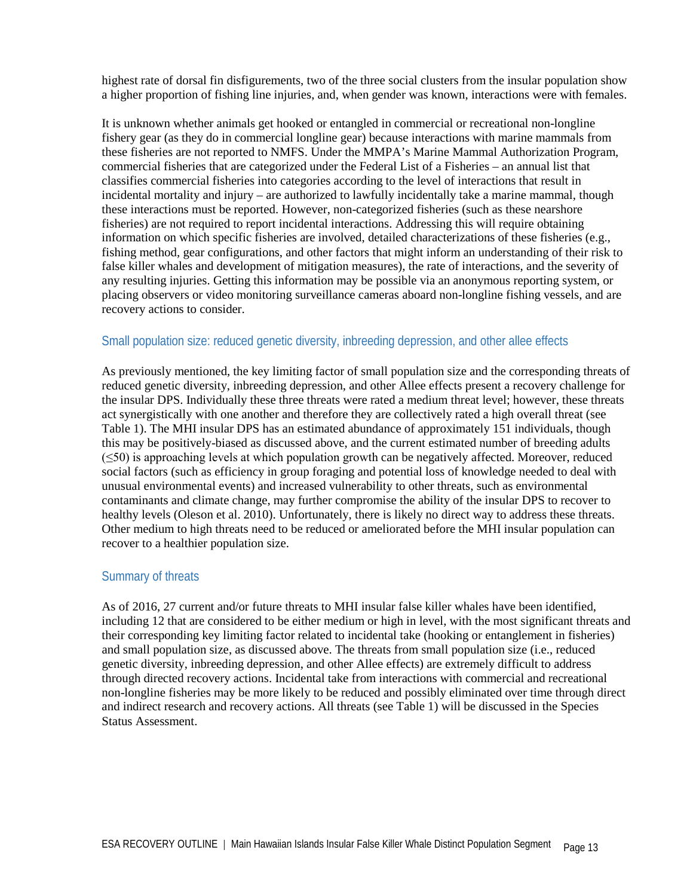highest rate of dorsal fin disfigurements, two of the three social clusters from the insular population show a higher proportion of fishing line injuries, and, when gender was known, interactions were with females.

It is unknown whether animals get hooked or entangled in commercial or recreational non-longline fishery gear (as they do in commercial longline gear) because interactions with marine mammals from these fisheries are not reported to NMFS. Under the MMPA's Marine Mammal Authorization Program, commercial fisheries that are categorized under the Federal List of a Fisheries – an annual list that classifies commercial fisheries into categories according to the level of interactions that result in incidental mortality and injury – are authorized to lawfully incidentally take a marine mammal, though these interactions must be reported. However, non-categorized fisheries (such as these nearshore fisheries) are not required to report incidental interactions. Addressing this will require obtaining information on which specific fisheries are involved, detailed characterizations of these fisheries (e.g., fishing method, gear configurations, and other factors that might inform an understanding of their risk to false killer whales and development of mitigation measures), the rate of interactions, and the severity of any resulting injuries. Getting this information may be possible via an anonymous reporting system, or placing observers or video monitoring surveillance cameras aboard non-longline fishing vessels, and are recovery actions to consider.

### Small population size: reduced genetic diversity, inbreeding depression, and other allee effects

As previously mentioned, the key limiting factor of small population size and the corresponding threats of reduced genetic diversity, inbreeding depression, and other Allee effects present a recovery challenge for the insular DPS. Individually these three threats were rated a medium threat level; however, these threats act synergistically with one another and therefore they are collectively rated a high overall threat (see Table 1). The MHI insular DPS has an estimated abundance of approximately 151 individuals, though this may be positively-biased as discussed above, and the current estimated number of breeding adults (≤50) is approaching levels at which population growth can be negatively affected. Moreover, reduced social factors (such as efficiency in group foraging and potential loss of knowledge needed to deal with unusual environmental events) and increased vulnerability to other threats, such as environmental contaminants and climate change, may further compromise the ability of the insular DPS to recover to healthy levels (Oleson et al. 2010). Unfortunately, there is likely no direct way to address these threats. Other medium to high threats need to be reduced or ameliorated before the MHI insular population can recover to a healthier population size.

### Summary of threats

As of 2016, 27 current and/or future threats to MHI insular false killer whales have been identified, including 12 that are considered to be either medium or high in level, with the most significant threats and their corresponding key limiting factor related to incidental take (hooking or entanglement in fisheries) and small population size, as discussed above. The threats from small population size (i.e., reduced genetic diversity, inbreeding depression, and other Allee effects) are extremely difficult to address through directed recovery actions. Incidental take from interactions with commercial and recreational non-longline fisheries may be more likely to be reduced and possibly eliminated over time through direct and indirect research and recovery actions. All threats (see Table 1) will be discussed in the Species Status Assessment.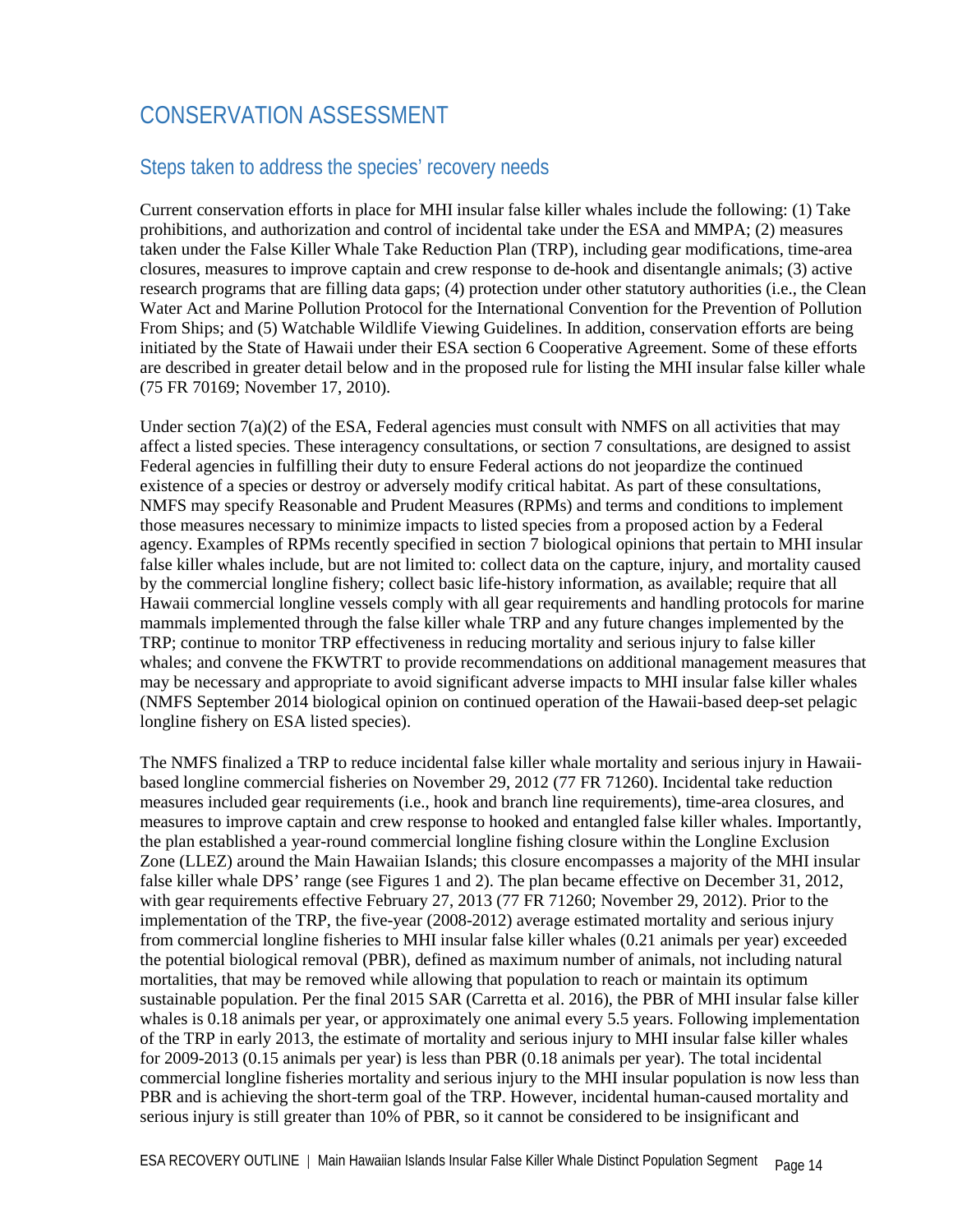# CONSERVATION ASSESSMENT

## Steps taken to address the species' recovery needs

Current conservation efforts in place for MHI insular false killer whales include the following: (1) Take prohibitions, and authorization and control of incidental take under the ESA and MMPA; (2) measures taken under the False Killer Whale Take Reduction Plan (TRP), including gear modifications, time-area closures, measures to improve captain and crew response to de-hook and disentangle animals; (3) active research programs that are filling data gaps; (4) protection under other statutory authorities (i.e., the Clean Water Act and Marine Pollution Protocol for the International Convention for the Prevention of Pollution From Ships; and (5) Watchable Wildlife Viewing Guidelines. In addition, conservation efforts are being initiated by the State of Hawaii under their ESA section 6 Cooperative Agreement. Some of these efforts are described in greater detail below and in the proposed rule for listing the MHI insular false killer whale (75 FR 70169; November 17, 2010).

Under section 7(a)(2) of the ESA, Federal agencies must consult with NMFS on all activities that may affect a listed species. These interagency consultations, or section 7 consultations, are designed to assist Federal agencies in fulfilling their duty to ensure Federal actions do not jeopardize the continued existence of a species or destroy or adversely modify critical habitat. As part of these consultations, NMFS may specify Reasonable and Prudent Measures (RPMs) and terms and conditions to implement those measures necessary to minimize impacts to listed species from a proposed action by a Federal agency. Examples of RPMs recently specified in section 7 biological opinions that pertain to MHI insular false killer whales include, but are not limited to: collect data on the capture, injury, and mortality caused by the commercial longline fishery; collect basic life-history information, as available; require that all Hawaii commercial longline vessels comply with all gear requirements and handling protocols for marine mammals implemented through the false killer whale TRP and any future changes implemented by the TRP; continue to monitor TRP effectiveness in reducing mortality and serious injury to false killer whales; and convene the FKWTRT to provide recommendations on additional management measures that may be necessary and appropriate to avoid significant adverse impacts to MHI insular false killer whales (NMFS September 2014 biological opinion on continued operation of the Hawaii-based deep-set pelagic longline fishery on ESA listed species).

The NMFS finalized a TRP to reduce incidental false killer whale mortality and serious injury in Hawaii-based longline commercial fisheries on November 29, 2012 (77 FR 71260). Incidental take reduction measures included gear requirements (i.e., hook and branch line requirements), time-area closures, and measures to improve captain and crew response to hooked and entangled false killer whales. Importantly, the plan established a year-round commercial longline fishing closure within the Longline Exclusion Zone (LLEZ) around the Main Hawaiian Islands; this closure encompasses a majority of the MHI insular false killer whale DPS' range (see Figures 1 and 2). The plan became effective on December 31, 2012, with gear requirements effective February 27, 2013 (77 FR 71260; November 29, 2012). Prior to the implementation of the TRP, the five-year (2008-2012) average estimated mortality and serious injury from commercial longline fisheries to MHI insular false killer whales (0.21 animals per year) exceeded the potential biological removal (PBR), defined as maximum number of animals, not including natural mortalities, that may be removed while allowing that population to reach or maintain its optimum sustainable population. Per the final 2015 SAR (Carretta et al. 2016), the PBR of MHI insular false killer whales is 0.18 animals per year, or approximately one animal every 5.5 years. Following implementation of the TRP in early 2013, the estimate of mortality and serious injury to MHI insular false killer whales for 2009-2013 (0.15 animals per year) is less than PBR (0.18 animals per year). The total incidental commercial longline fisheries mortality and serious injury to the MHI insular population is now less than PBR and is achieving the short-term goal of the TRP. However, incidental human-caused mortality and serious injury is still greater than 10% of PBR, so it cannot be considered to be insignificant and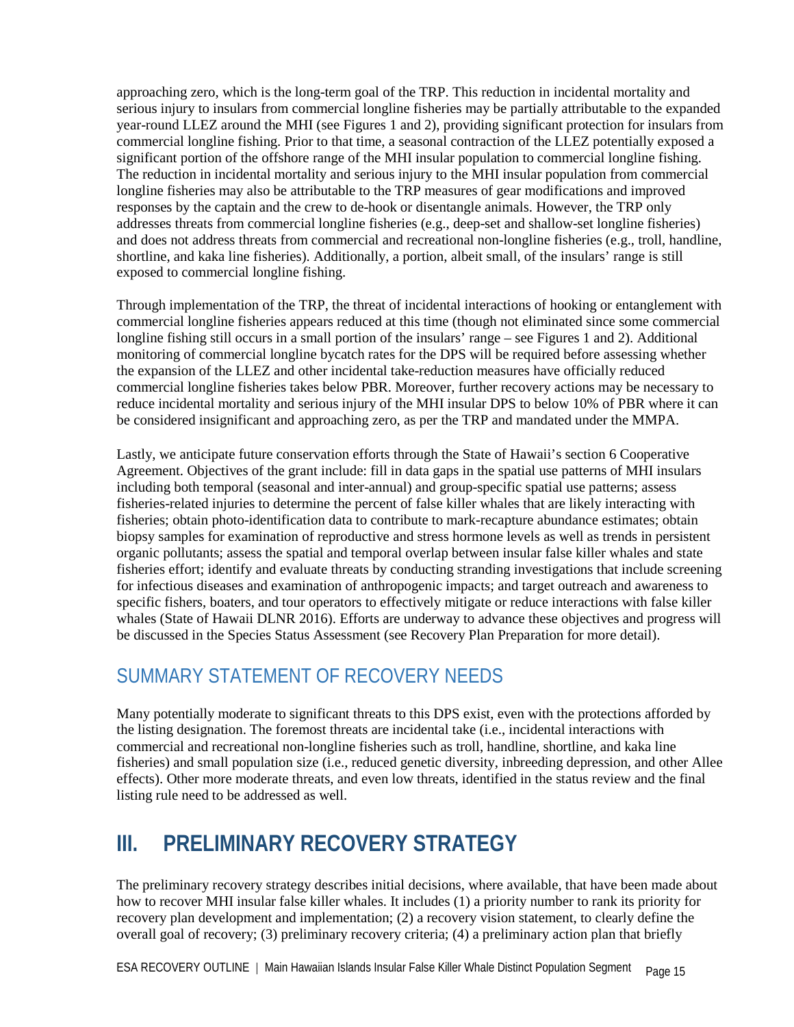approaching zero, which is the long-term goal of the TRP. This reduction in incidental mortality and serious injury to insulars from commercial longline fisheries may be partially attributable to the expanded year-round LLEZ around the MHI (see Figures 1 and 2), providing significant protection for insulars from commercial longline fishing. Prior to that time, a seasonal contraction of the LLEZ potentially exposed a significant portion of the offshore range of the MHI insular population to commercial longline fishing. The reduction in incidental mortality and serious injury to the MHI insular population from commercial longline fisheries may also be attributable to the TRP measures of gear modifications and improved responses by the captain and the crew to de-hook or disentangle animals. However, the TRP only addresses threats from commercial longline fisheries (e.g., deep-set and shallow-set longline fisheries) and does not address threats from commercial and recreational non-longline fisheries (e.g., troll, handline, shortline, and kaka line fisheries). Additionally, a portion, albeit small, of the insulars' range is still exposed to commercial longline fishing.

Through implementation of the TRP, the threat of incidental interactions of hooking or entanglement with commercial longline fisheries appears reduced at this time (though not eliminated since some commercial longline fishing still occurs in a small portion of the insulars' range – see Figures 1 and 2). Additional monitoring of commercial longline bycatch rates for the DPS will be required before assessing whether the expansion of the LLEZ and other incidental take-reduction measures have officially reduced commercial longline fisheries takes below PBR. Moreover, further recovery actions may be necessary to reduce incidental mortality and serious injury of the MHI insular DPS to below 10% of PBR where it can be considered insignificant and approaching zero, as per the TRP and mandated under the MMPA.

Lastly, we anticipate future conservation efforts through the State of Hawaii's section 6 Cooperative Agreement. Objectives of the grant include: fill in data gaps in the spatial use patterns of MHI insulars including both temporal (seasonal and inter-annual) and group-specific spatial use patterns; assess fisheries-related injuries to determine the percent of false killer whales that are likely interacting with fisheries; obtain photo-identification data to contribute to mark-recapture abundance estimates; obtain biopsy samples for examination of reproductive and stress hormone levels as well as trends in persistent organic pollutants; assess the spatial and temporal overlap between insular false killer whales and state fisheries effort; identify and evaluate threats by conducting stranding investigations that include screening for infectious diseases and examination of anthropogenic impacts; and target outreach and awareness to specific fishers, boaters, and tour operators to effectively mitigate or reduce interactions with false killer whales (State of Hawaii DLNR 2016). Efforts are underway to advance these objectives and progress will be discussed in the Species Status Assessment (see Recovery Plan Preparation for more detail).

## SUMMARY STATEMENT OF RECOVERY NEEDS

Many potentially moderate to significant threats to this DPS exist, even with the protections afforded by the listing designation. The foremost threats are incidental take (i.e., incidental interactions with commercial and recreational non-longline fisheries such as troll, handline, shortline, and kaka line fisheries) and small population size (i.e., reduced genetic diversity, inbreeding depression, and other Allee effects). Other more moderate threats, and even low threats, identified in the status review and the final listing rule need to be addressed as well.

# III. PRELIMINARY RECOVERY STRATEGY

The preliminary recovery strategy describes initial decisions, where available, that have been made about how to recover MHI insular false killer whales. It includes (1) a priority number to rank its priority for recovery plan development and implementation; (2) a recovery vision statement, to clearly define the overall goal of recovery; (3) preliminary recovery criteria; (4) a preliminary action plan that briefly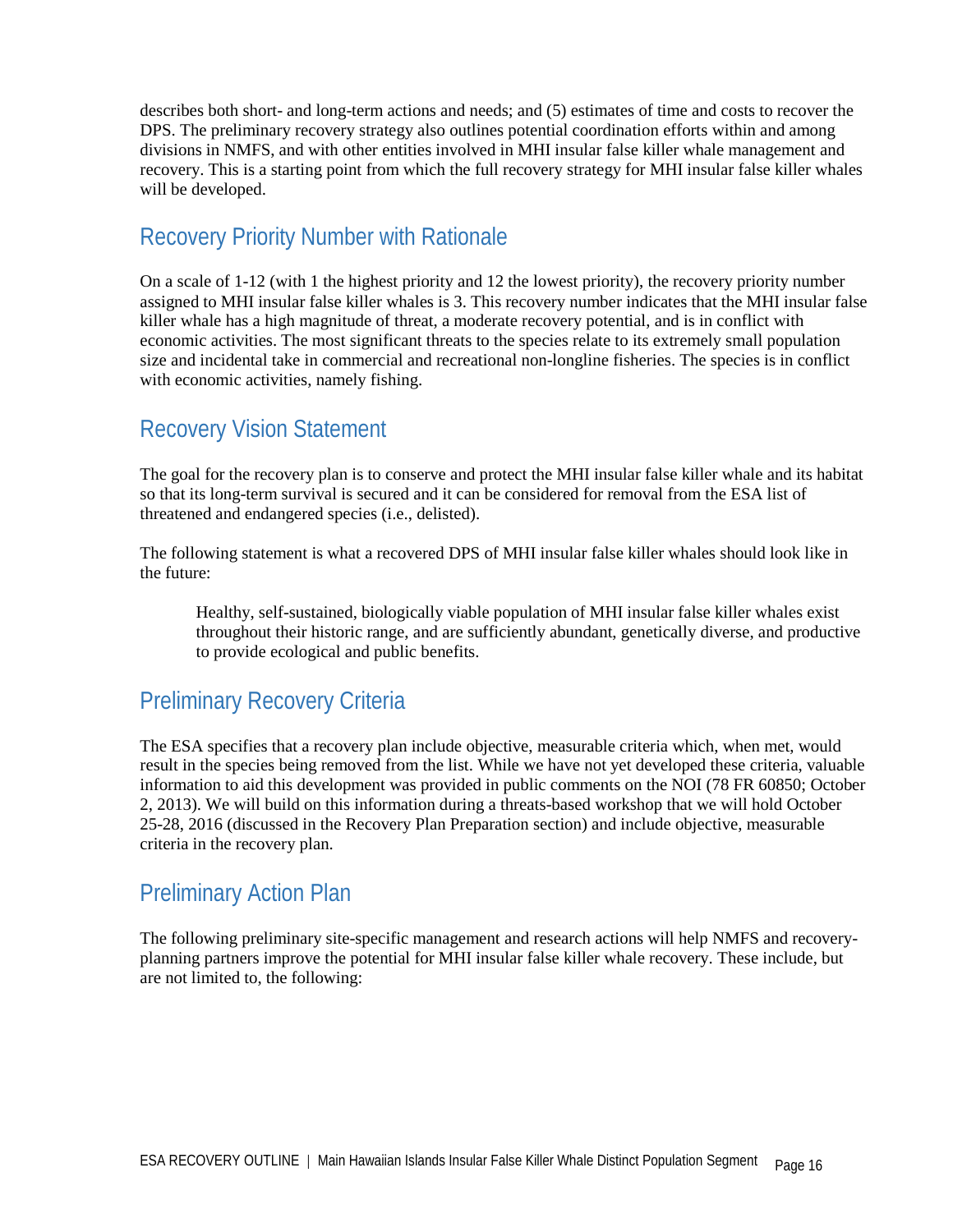describes both short- and long-term actions and needs; and (5) estimates of time and costs to recover the DPS. The preliminary recovery strategy also outlines potential coordination efforts within and among divisions in NMFS, and with other entities involved in MHI insular false killer whale management and recovery. This is a starting point from which the full recovery strategy for MHI insular false killer whales will be developed.

## Recovery Priority Number with Rationale

On a scale of 1-12 (with 1 the highest priority and 12 the lowest priority), the recovery priority number assigned to MHI insular false killer whales is 3. This recovery number indicates that the MHI insular false killer whale has a high magnitude of threat, a moderate recovery potential, and is in conflict with economic activities. The most significant threats to the species relate to its extremely small population size and incidental take in commercial and recreational non-longline fisheries. The species is in conflict with economic activities, namely fishing.

## Recovery Vision Statement

The goal for the recovery plan is to conserve and protect the MHI insular false killer whale and its habitat so that its long-term survival is secured and it can be considered for removal from the ESA list of threatened and endangered species (i.e., delisted).

The following statement is what a recovered DPS of MHI insular false killer whales should look like in the future:

> Healthy, self-sustained, biologically viable population of MHI insular false killer whales exist throughout their historic range, and are sufficiently abundant, genetically diverse, and productive to provide ecological and public benefits.

## Preliminary Recovery Criteria

The ESA specifies that a recovery plan include objective, measurable criteria which, when met, would result in the species being removed from the list. While we have not yet developed these criteria, valuable information to aid this development was provided in public comments on the NOI (78 FR 60850; October 2, 2013). We will build on this information during a threats-based workshop that we will hold October 25-28, 2016 (discussed in the Recovery Plan Preparation section) and include objective, measurable criteria in the recovery plan.

## Preliminary Action Plan

The following preliminary site-specific management and research actions will help NMFS and recovery-planning partners improve the potential for MHI insular false killer whale recovery. These include, but are not limited to, the following: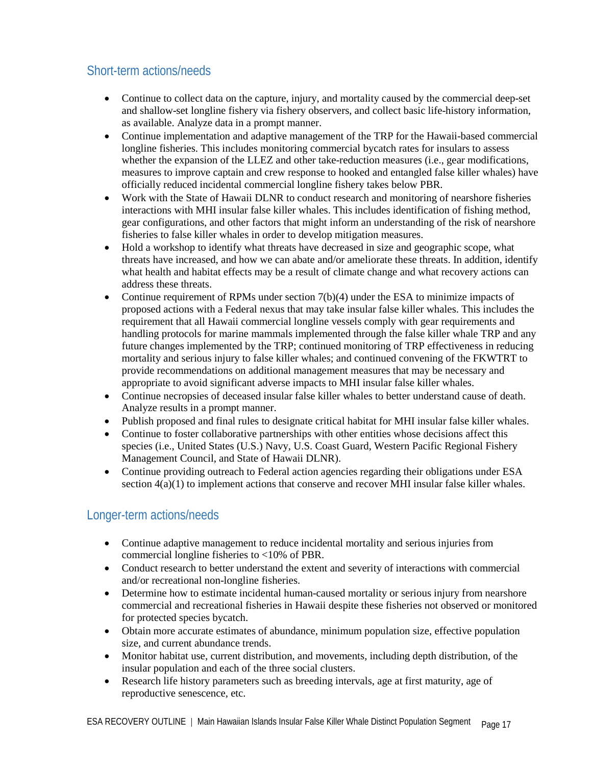## Short-term actions/needs

- Continue to collect data on the capture, injury, and mortality caused by the commercial deep-set and shallow-set longline fishery via fishery observers, and collect basic life-history information, as available. Analyze data in a prompt manner.
- Continue implementation and adaptive management of the TRP for the Hawaii-based commercial longline fisheries. This includes monitoring commercial bycatch rates for insulars to assess whether the expansion of the LLEZ and other take-reduction measures (i.e., gear modifications, measures to improve captain and crew response to hooked and entangled false killer whales) have officially reduced incidental commercial longline fishery takes below PBR.
- Work with the State of Hawaii DLNR to conduct research and monitoring of nearshore fisheries interactions with MHI insular false killer whales. This includes identification of fishing method, gear configurations, and other factors that might inform an understanding of the risk of nearshore fisheries to false killer whales in order to develop mitigation measures.
- Hold a workshop to identify what threats have decreased in size and geographic scope, what threats have increased, and how we can abate and/or ameliorate these threats. In addition, identify what health and habitat effects may be a result of climate change and what recovery actions can address these threats.
- Continue requirement of RPMs under section 7(b)(4) under the ESA to minimize impacts of proposed actions with a Federal nexus that may take insular false killer whales. This includes the requirement that all Hawaii commercial longline vessels comply with gear requirements and handling protocols for marine mammals implemented through the false killer whale TRP and any future changes implemented by the TRP; continued monitoring of TRP effectiveness in reducing mortality and serious injury to false killer whales; and continued convening of the FKWTRT to provide recommendations on additional management measures that may be necessary and appropriate to avoid significant adverse impacts to MHI insular false killer whales.
- Continue necropsies of deceased insular false killer whales to better understand cause of death. Analyze results in a prompt manner.
- Publish proposed and final rules to designate critical habitat for MHI insular false killer whales.
- Continue to foster collaborative partnerships with other entities whose decisions affect this species (i.e., United States (U.S.) Navy, U.S. Coast Guard, Western Pacific Regional Fishery Management Council, and State of Hawaii DLNR).
- Continue providing outreach to Federal action agencies regarding their obligations under ESA section 4(a)(1) to implement actions that conserve and recover MHI insular false killer whales.

## Longer-term actions/needs

- Continue adaptive management to reduce incidental mortality and serious injuries from commercial longline fisheries to <10% of PBR.
- Conduct research to better understand the extent and severity of interactions with commercial and/or recreational non-longline fisheries.
- Determine how to estimate incidental human-caused mortality or serious injury from nearshore commercial and recreational fisheries in Hawaii despite these fisheries not observed or monitored for protected species bycatch.
- Obtain more accurate estimates of abundance, minimum population size, effective population size, and current abundance trends.
- Monitor habitat use, current distribution, and movements, including depth distribution, of the insular population and each of the three social clusters.
- Research life history parameters such as breeding intervals, age at first maturity, age of reproductive senescence, etc.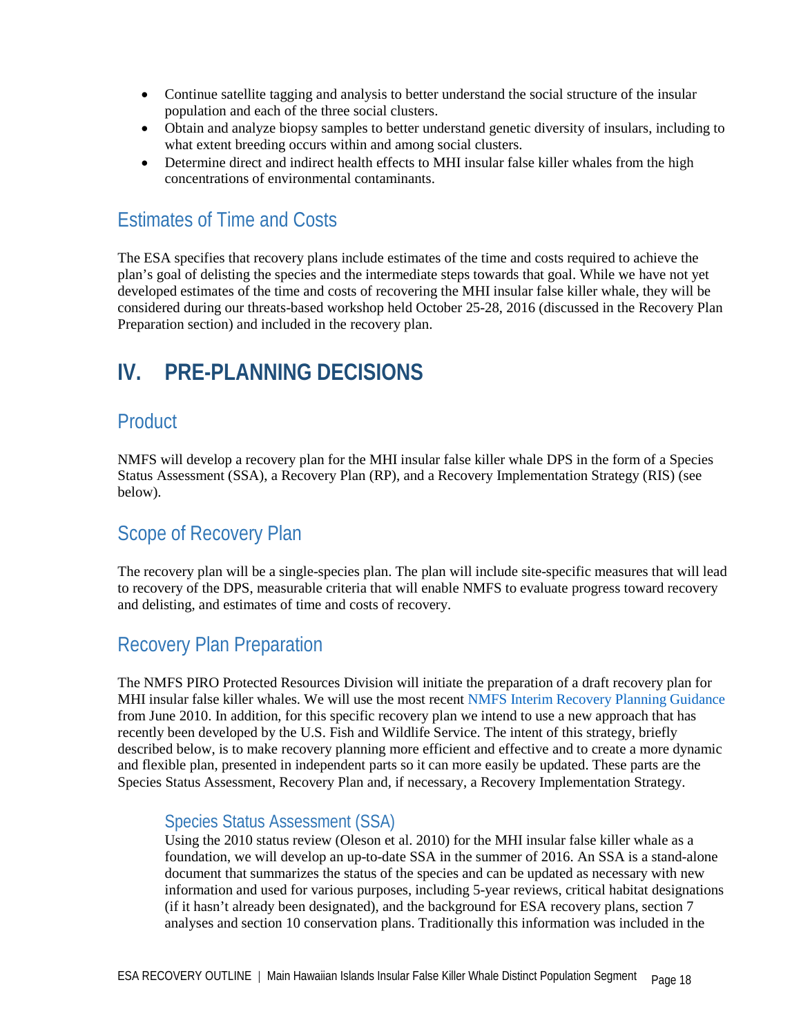- Continue satellite tagging and analysis to better understand the social structure of the insular population and each of the three social clusters.
- Obtain and analyze biopsy samples to better understand genetic diversity of insulars, including to what extent breeding occurs within and among social clusters.
- Determine direct and indirect health effects to MHI insular false killer whales from the high concentrations of environmental contaminants.

## Estimates of Time and Costs

The ESA specifies that recovery plans include estimates of the time and costs required to achieve the plan's goal of delisting the species and the intermediate steps towards that goal. While we have not yet developed estimates of the time and costs of recovering the MHI insular false killer whale, they will be considered during our threats-based workshop held October 25-28, 2016 (discussed in the Recovery Plan Preparation section) and included in the recovery plan.

# IV. PRE-PLANNING DECISIONS

## Product

NMFS will develop a recovery plan for the MHI insular false killer whale DPS in the form of a Species Status Assessment (SSA), a Recovery Plan (RP), and a Recovery Implementation Strategy (RIS) (see below).

## Scope of Recovery Plan

The recovery plan will be a single-species plan. The plan will include site-specific measures that will lead to recovery of the DPS, measurable criteria that will enable NMFS to evaluate progress toward recovery and delisting, and estimates of time and costs of recovery.

## Recovery Plan Preparation

The NMFS PIRO Protected Resources Division will initiate the preparation of a draft recovery plan for MHI insular false killer whales. We will use the most recent NMFS Interim Recovery Planning Guidance from June 2010. In addition, for this specific recovery plan we intend to use a new approach that has recently been developed by the U.S. Fish and Wildlife Service. The intent of this strategy, briefly described below, is to make recovery planning more efficient and effective and to create a more dynamic and flexible plan, presented in independent parts so it can more easily be updated. These parts are the Species Status Assessment, Recovery Plan and, if necessary, a Recovery Implementation Strategy.

### Species Status Assessment (SSA)

Using the 2010 status review (Oleson et al. 2010) for the MHI insular false killer whale as a foundation, we will develop an up-to-date SSA in the summer of 2016. An SSA is a stand-alone document that summarizes the status of the species and can be updated as necessary with new information and used for various purposes, including 5-year reviews, critical habitat designations (if it hasn't already been designated), and the background for ESA recovery plans, section 7 analyses and section 10 conservation plans. Traditionally this information was included in the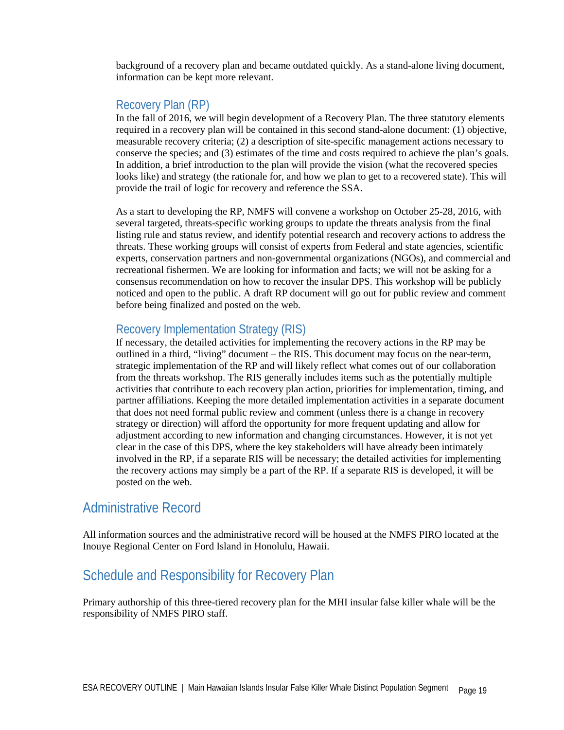background of a recovery plan and became outdated quickly. As a stand-alone living document, information can be kept more relevant.

### Recovery Plan (RP)

In the fall of 2016, we will begin development of a Recovery Plan. The three statutory elements required in a recovery plan will be contained in this second stand-alone document: (1) objective, measurable recovery criteria; (2) a description of site-specific management actions necessary to conserve the species; and (3) estimates of the time and costs required to achieve the plan's goals. In addition, a brief introduction to the plan will provide the vision (what the recovered species looks like) and strategy (the rationale for, and how we plan to get to a recovered state). This will provide the trail of logic for recovery and reference the SSA.

As a start to developing the RP, NMFS will convene a workshop on October 25-28, 2016, with several targeted, threats-specific working groups to update the threats analysis from the final listing rule and status review, and identify potential research and recovery actions to address the threats. These working groups will consist of experts from Federal and state agencies, scientific experts, conservation partners and non-governmental organizations (NGOs), and commercial and recreational fishermen. We are looking for information and facts; we will not be asking for a consensus recommendation on how to recover the insular DPS. This workshop will be publicly noticed and open to the public. A draft RP document will go out for public review and comment before being finalized and posted on the web.

### Recovery Implementation Strategy (RIS)

If necessary, the detailed activities for implementing the recovery actions in the RP may be outlined in a third, "living" document – the RIS. This document may focus on the near-term, strategic implementation of the RP and will likely reflect what comes out of our collaboration from the threats workshop. The RIS generally includes items such as the potentially multiple activities that contribute to each recovery plan action, priorities for implementation, timing, and partner affiliations. Keeping the more detailed implementation activities in a separate document that does not need formal public review and comment (unless there is a change in recovery strategy or direction) will afford the opportunity for more frequent updating and allow for adjustment according to new information and changing circumstances. However, it is not yet clear in the case of this DPS, where the key stakeholders will have already been intimately involved in the RP, if a separate RIS will be necessary; the detailed activities for implementing the recovery actions may simply be a part of the RP. If a separate RIS is developed, it will be posted on the web.

## Administrative Record

All information sources and the administrative record will be housed at the NMFS PIRO located at the Inouye Regional Center on Ford Island in Honolulu, Hawaii.

## Schedule and Responsibility for Recovery Plan

Primary authorship of this three-tiered recovery plan for the MHI insular false killer whale will be the responsibility of NMFS PIRO staff.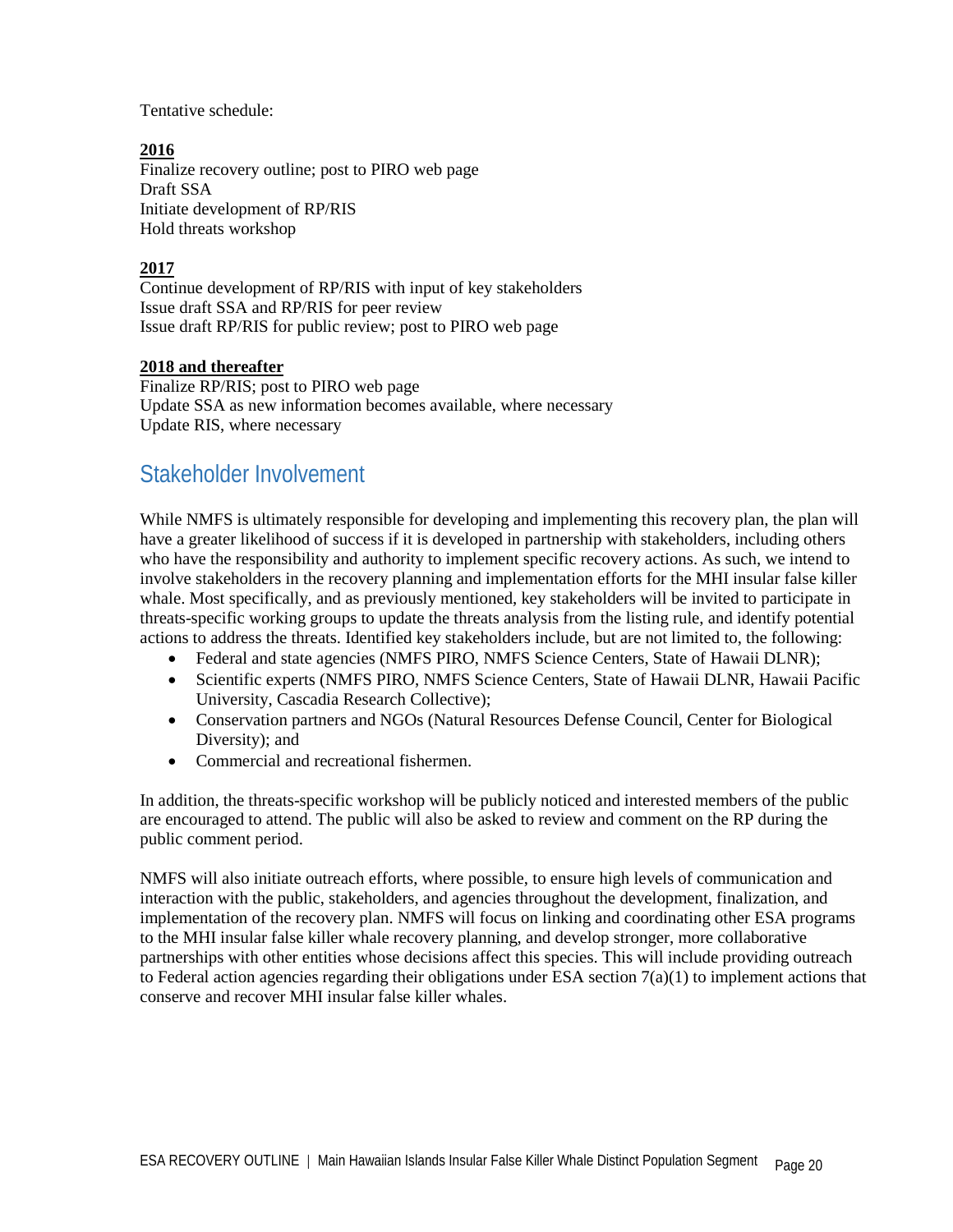Tentative schedule:

**2016**
Finalize recovery outline; post to PIRO web page
Draft SSA
Initiate development of RP/RIS
Hold threats workshop

**2017**
Continue development of RP/RIS with input of key stakeholders
Issue draft SSA and RP/RIS for peer review
Issue draft RP/RIS for public review; post to PIRO web page

**2018 and thereafter**
Finalize RP/RIS; post to PIRO web page
Update SSA as new information becomes available, where necessary
Update RIS, where necessary

## Stakeholder Involvement

While NMFS is ultimately responsible for developing and implementing this recovery plan, the plan will have a greater likelihood of success if it is developed in partnership with stakeholders, including others who have the responsibility and authority to implement specific recovery actions. As such, we intend to involve stakeholders in the recovery planning and implementation efforts for the MHI insular false killer whale. Most specifically, and as previously mentioned, key stakeholders will be invited to participate in threats-specific working groups to update the threats analysis from the listing rule, and identify potential actions to address the threats. Identified key stakeholders include, but are not limited to, the following:

- Federal and state agencies (NMFS PIRO, NMFS Science Centers, State of Hawaii DLNR);
- Scientific experts (NMFS PIRO, NMFS Science Centers, State of Hawaii DLNR, Hawaii Pacific University, Cascadia Research Collective);
- Conservation partners and NGOs (Natural Resources Defense Council, Center for Biological Diversity); and
- Commercial and recreational fishermen.

In addition, the threats-specific workshop will be publicly noticed and interested members of the public are encouraged to attend. The public will also be asked to review and comment on the RP during the public comment period.

NMFS will also initiate outreach efforts, where possible, to ensure high levels of communication and interaction with the public, stakeholders, and agencies throughout the development, finalization, and implementation of the recovery plan. NMFS will focus on linking and coordinating other ESA programs to the MHI insular false killer whale recovery planning, and develop stronger, more collaborative partnerships with other entities whose decisions affect this species. This will include providing outreach to Federal action agencies regarding their obligations under ESA section 7(a)(1) to implement actions that conserve and recover MHI insular false killer whales.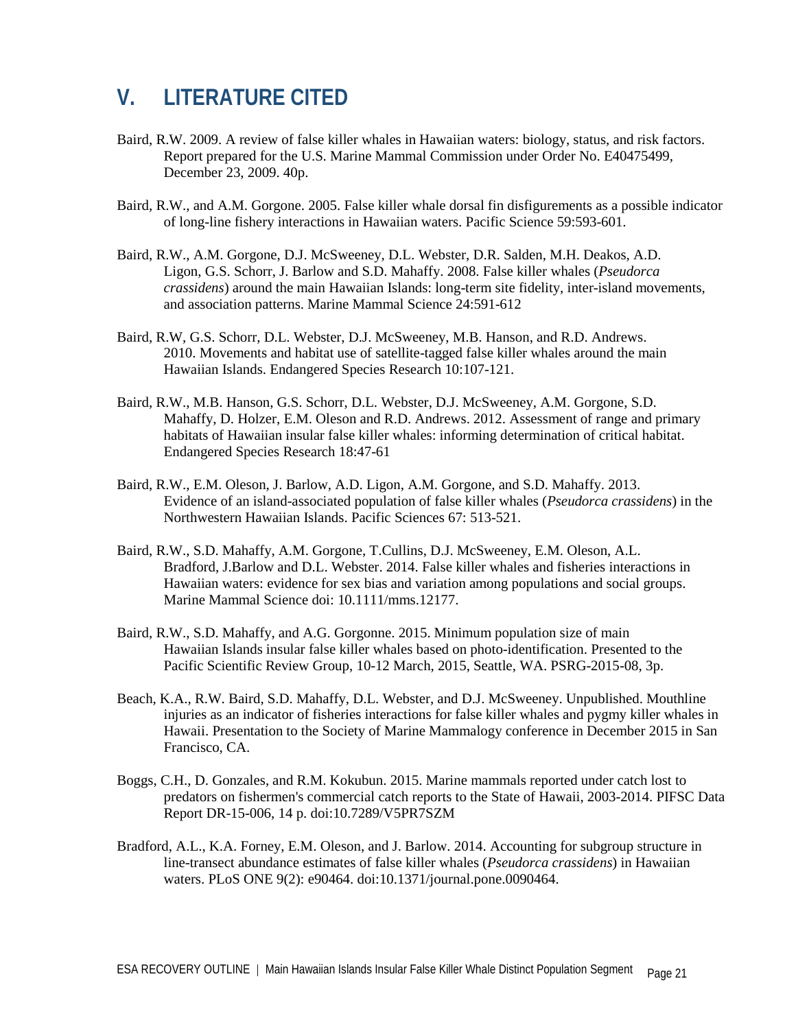# V. LITERATURE CITED

Baird, R.W. 2009. A review of false killer whales in Hawaiian waters: biology, status, and risk factors. Report prepared for the U.S. Marine Mammal Commission under Order No. E40475499, December 23, 2009. 40p.

Baird, R.W., and A.M. Gorgone. 2005. False killer whale dorsal fin disfigurements as a possible indicator of long-line fishery interactions in Hawaiian waters. Pacific Science 59:593-601.

Baird, R.W., A.M. Gorgone, D.J. McSweeney, D.L. Webster, D.R. Salden, M.H. Deakos, A.D. Ligon, G.S. Schorr, J. Barlow and S.D. Mahaffy. 2008. False killer whales (*Pseudorca crassidens*) around the main Hawaiian Islands: long-term site fidelity, inter-island movements, and association patterns. Marine Mammal Science 24:591-612

Baird, R.W, G.S. Schorr, D.L. Webster, D.J. McSweeney, M.B. Hanson, and R.D. Andrews. 2010. Movements and habitat use of satellite-tagged false killer whales around the main Hawaiian Islands. Endangered Species Research 10:107-121.

Baird, R.W., M.B. Hanson, G.S. Schorr, D.L. Webster, D.J. McSweeney, A.M. Gorgone, S.D. Mahaffy, D. Holzer, E.M. Oleson and R.D. Andrews. 2012. Assessment of range and primary habitats of Hawaiian insular false killer whales: informing determination of critical habitat. Endangered Species Research 18:47-61

Baird, R.W., E.M. Oleson, J. Barlow, A.D. Ligon, A.M. Gorgone, and S.D. Mahaffy. 2013. Evidence of an island-associated population of false killer whales (*Pseudorca crassidens*) in the Northwestern Hawaiian Islands. Pacific Sciences 67: 513-521.

Baird, R.W., S.D. Mahaffy, A.M. Gorgone, T.Cullins, D.J. McSweeney, E.M. Oleson, A.L. Bradford, J.Barlow and D.L. Webster. 2014. False killer whales and fisheries interactions in Hawaiian waters: evidence for sex bias and variation among populations and social groups. Marine Mammal Science doi: 10.1111/mms.12177.

Baird, R.W., S.D. Mahaffy, and A.G. Gorgonne. 2015. Minimum population size of main Hawaiian Islands insular false killer whales based on photo-identification. Presented to the Pacific Scientific Review Group, 10-12 March, 2015, Seattle, WA. PSRG-2015-08, 3p.

Beach, K.A., R.W. Baird, S.D. Mahaffy, D.L. Webster, and D.J. McSweeney. Unpublished. Mouthline injuries as an indicator of fisheries interactions for false killer whales and pygmy killer whales in Hawaii. Presentation to the Society of Marine Mammalogy conference in December 2015 in San Francisco, CA.

Boggs, C.H., D. Gonzales, and R.M. Kokubun. 2015. Marine mammals reported under catch lost to predators on fishermen's commercial catch reports to the State of Hawaii, 2003-2014. PIFSC Data Report DR-15-006, 14 p. doi:10.7289/V5PR7SZM

Bradford, A.L., K.A. Forney, E.M. Oleson, and J. Barlow. 2014. Accounting for subgroup structure in line-transect abundance estimates of false killer whales (*Pseudorca crassidens*) in Hawaiian waters. PLoS ONE 9(2): e90464. doi:10.1371/journal.pone.0090464.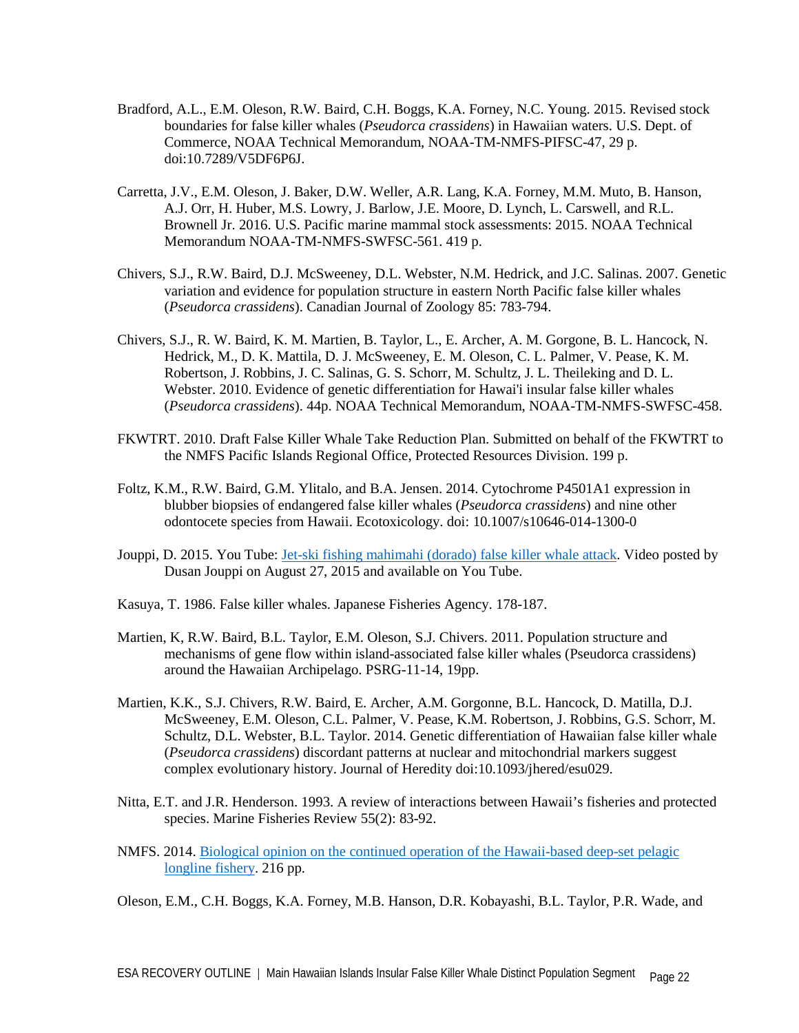Bradford, A.L., E.M. Oleson, R.W. Baird, C.H. Boggs, K.A. Forney, N.C. Young. 2015. Revised stock boundaries for false killer whales (*Pseudorca crassidens*) in Hawaiian waters. U.S. Dept. of Commerce, NOAA Technical Memorandum, NOAA-TM-NMFS-PIFSC-47, 29 p. doi:10.7289/V5DF6P6J.

Carretta, J.V., E.M. Oleson, J. Baker, D.W. Weller, A.R. Lang, K.A. Forney, M.M. Muto, B. Hanson, A.J. Orr, H. Huber, M.S. Lowry, J. Barlow, J.E. Moore, D. Lynch, L. Carswell, and R.L. Brownell Jr. 2016. U.S. Pacific marine mammal stock assessments: 2015. NOAA Technical Memorandum NOAA-TM-NMFS-SWFSC-561. 419 p.

Chivers, S.J., R.W. Baird, D.J. McSweeney, D.L. Webster, N.M. Hedrick, and J.C. Salinas. 2007. Genetic variation and evidence for population structure in eastern North Pacific false killer whales (*Pseudorca crassidens*). Canadian Journal of Zoology 85: 783-794.

Chivers, S.J., R. W. Baird, K. M. Martien, B. Taylor, L., E. Archer, A. M. Gorgone, B. L. Hancock, N. Hedrick, M., D. K. Mattila, D. J. McSweeney, E. M. Oleson, C. L. Palmer, V. Pease, K. M. Robertson, J. Robbins, J. C. Salinas, G. S. Schorr, M. Schultz, J. L. Theileking and D. L. Webster. 2010. Evidence of genetic differentiation for Hawai'i insular false killer whales (*Pseudorca crassidens*). 44p. NOAA Technical Memorandum, NOAA-TM-NMFS-SWFSC-458.

FKWTRT. 2010. Draft False Killer Whale Take Reduction Plan. Submitted on behalf of the FKWTRT to the NMFS Pacific Islands Regional Office, Protected Resources Division. 199 p.

Foltz, K.M., R.W. Baird, G.M. Ylitalo, and B.A. Jensen. 2014. Cytochrome P4501A1 expression in blubber biopsies of endangered false killer whales (*Pseudorca crassidens*) and nine other odontocete species from Hawaii. Ecotoxicology. doi: 10.1007/s10646-014-1300-0

Jouppi, D. 2015. You Tube: Jet-ski fishing mahimahi (dorado) false killer whale attack. Video posted by Dusan Jouppi on August 27, 2015 and available on You Tube.

Kasuya, T. 1986. False killer whales. Japanese Fisheries Agency. 178-187.

Martien, K, R.W. Baird, B.L. Taylor, E.M. Oleson, S.J. Chivers. 2011. Population structure and mechanisms of gene flow within island-associated false killer whales (Pseudorca crassidens) around the Hawaiian Archipelago. PSRG-11-14, 19pp.

Martien, K.K., S.J. Chivers, R.W. Baird, E. Archer, A.M. Gorgonne, B.L. Hancock, D. Matilla, D.J. McSweeney, E.M. Oleson, C.L. Palmer, V. Pease, K.M. Robertson, J. Robbins, G.S. Schorr, M. Schultz, D.L. Webster, B.L. Taylor. 2014. Genetic differentiation of Hawaiian false killer whale (*Pseudorca crassidens*) discordant patterns at nuclear and mitochondrial markers suggest complex evolutionary history. Journal of Heredity doi:10.1093/jhered/esu029.

Nitta, E.T. and J.R. Henderson. 1993. A review of interactions between Hawaii's fisheries and protected species. Marine Fisheries Review 55(2): 83-92.

NMFS. 2014. Biological opinion on the continued operation of the Hawaii-based deep-set pelagic longline fishery. 216 pp.

Oleson, E.M., C.H. Boggs, K.A. Forney, M.B. Hanson, D.R. Kobayashi, B.L. Taylor, P.R. Wade, and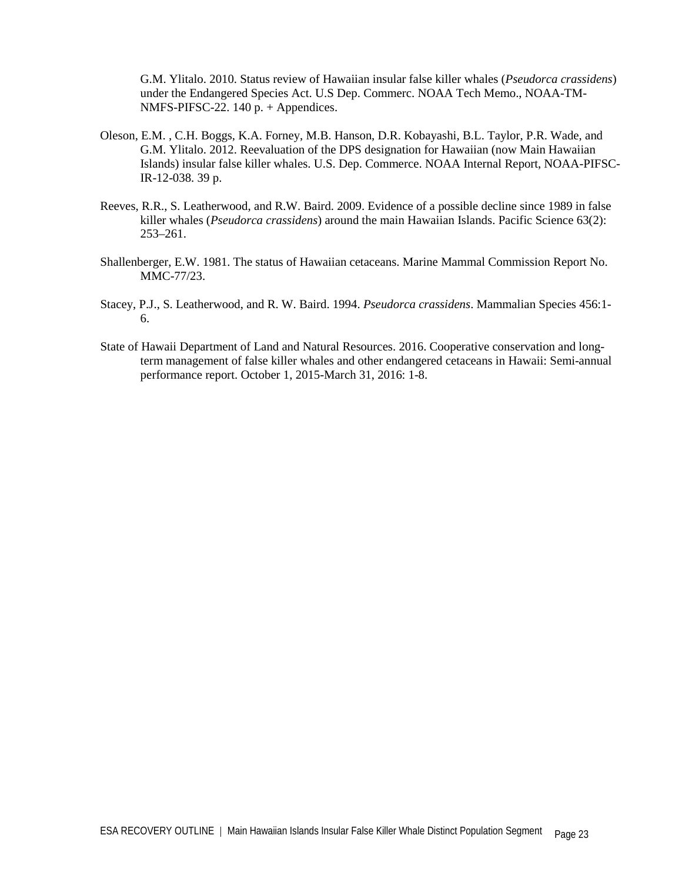G.M. Ylitalo. 2010. Status review of Hawaiian insular false killer whales (*Pseudorca crassidens*) under the Endangered Species Act. U.S Dep. Commerc. NOAA Tech Memo., NOAA-TM-NMFS-PIFSC-22. 140 p. + Appendices.

Oleson, E.M. , C.H. Boggs, K.A. Forney, M.B. Hanson, D.R. Kobayashi, B.L. Taylor, P.R. Wade, and G.M. Ylitalo. 2012. Reevaluation of the DPS designation for Hawaiian (now Main Hawaiian Islands) insular false killer whales. U.S. Dep. Commerce. NOAA Internal Report, NOAA-PIFSC-IR-12-038. 39 p.

Reeves, R.R., S. Leatherwood, and R.W. Baird. 2009. Evidence of a possible decline since 1989 in false killer whales (*Pseudorca crassidens*) around the main Hawaiian Islands. Pacific Science 63(2): 253–261.

Shallenberger, E.W. 1981. The status of Hawaiian cetaceans. Marine Mammal Commission Report No. MMC-77/23.

Stacey, P.J., S. Leatherwood, and R. W. Baird. 1994. *Pseudorca crassidens*. Mammalian Species 456:1-6.

State of Hawaii Department of Land and Natural Resources. 2016. Cooperative conservation and long-term management of false killer whales and other endangered cetaceans in Hawaii: Semi-annual performance report. October 1, 2015-March 31, 2016: 1-8.